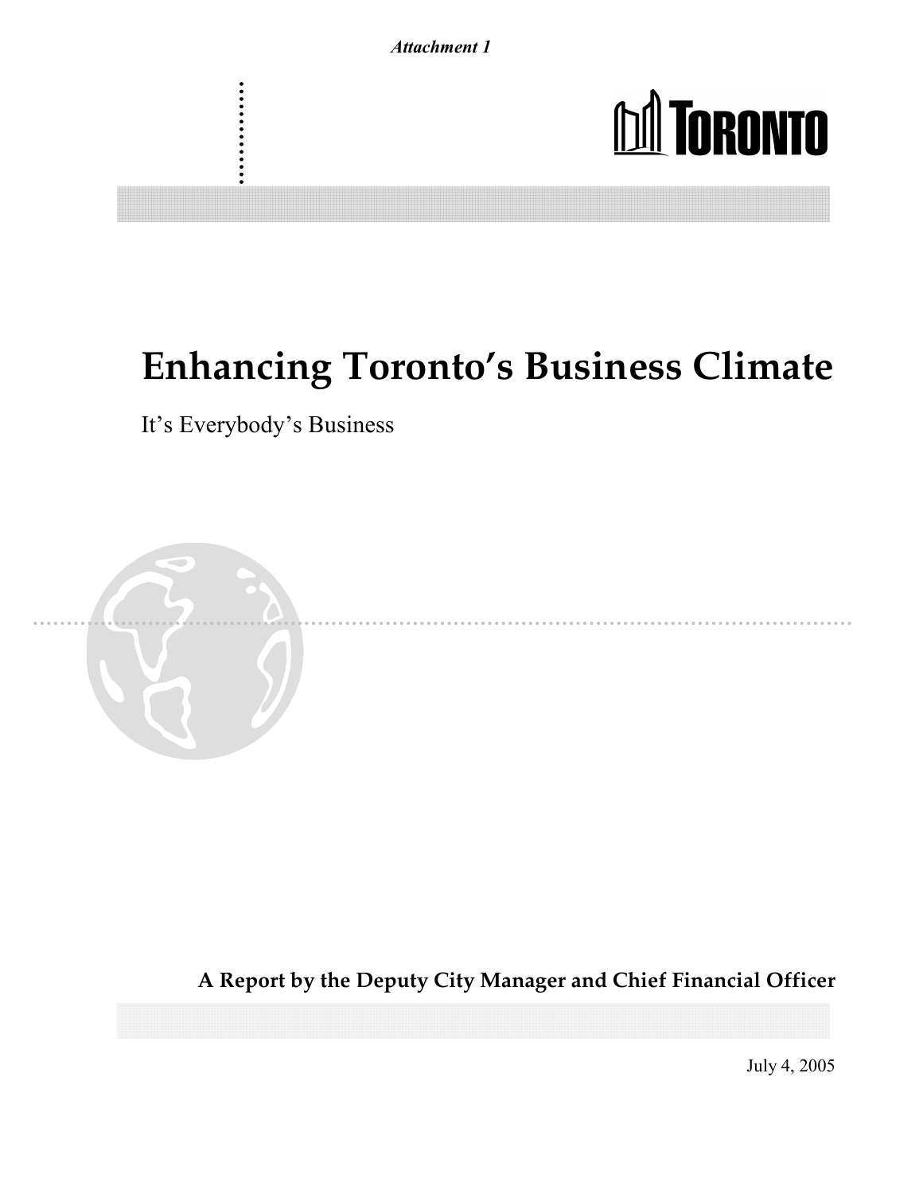*Attachment 1*

TORONTO

# Enhancing Toronto's Business Climate

It's Everybody's Business

**A Report by the Deputy City Manager and Chief Financial Officer**

July 4, 2005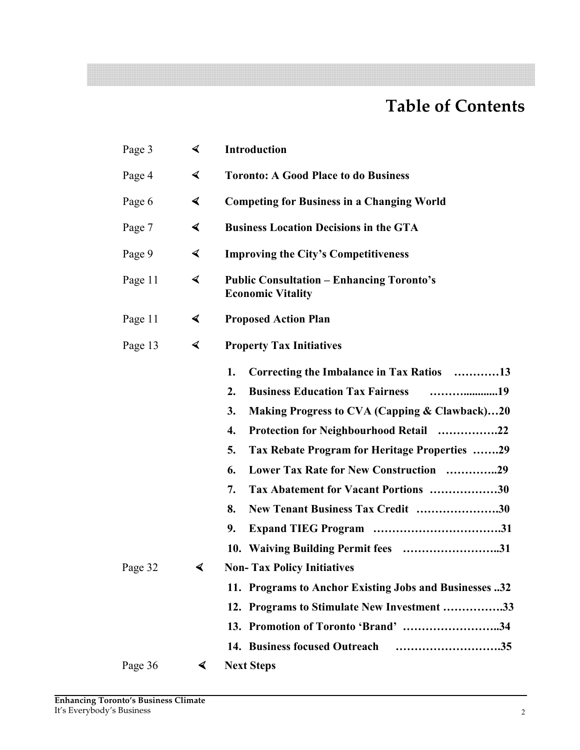# Table of Contents

| | |
|---|---|
| Page 3 | **Introduction** |
| Page 4 | **Toronto: A Good Place to do Business** |
| Page 6 | **Competing for Business in a Changing World** |
| Page 7 | **Business Location Decisions in the GTA** |
| Page 9 | **Improving the City's Competitiveness** |
| Page 11 | **Public Consultation – Enhancing Toronto's Economic Vitality** |
| Page 11 | **Proposed Action Plan** |
| Page 13 | **Property Tax Initiatives** |

1. **Correcting the Imbalance in Tax Ratios …………13**
2. **Business Education Tax Fairness ………...........19**
3. **Making Progress to CVA (Capping & Clawback)…20**
4. **Protection for Neighbourhood Retail …………….22**
5. **Tax Rebate Program for Heritage Properties …….29**
6. **Lower Tax Rate for New Construction …………..29**
7. **Tax Abatement for Vacant Portions ………………30**
8. **New Tenant Business Tax Credit ………………….30**
9. **Expand TIEG Program …………………………….31**
10. **Waiving Building Permit fees ……………………..31**

| | |
|---|---|
| Page 32 | **Non- Tax Policy Initiatives** |

11. **Programs to Anchor Existing Jobs and Businesses ..32**
12. **Programs to Stimulate New Investment …………….33**
13. **Promotion of Toronto 'Brand' ……………………..34**
14. **Business focused Outreach ……………………….35**

| | |
|---|---|
| Page 36 | **Next Steps** |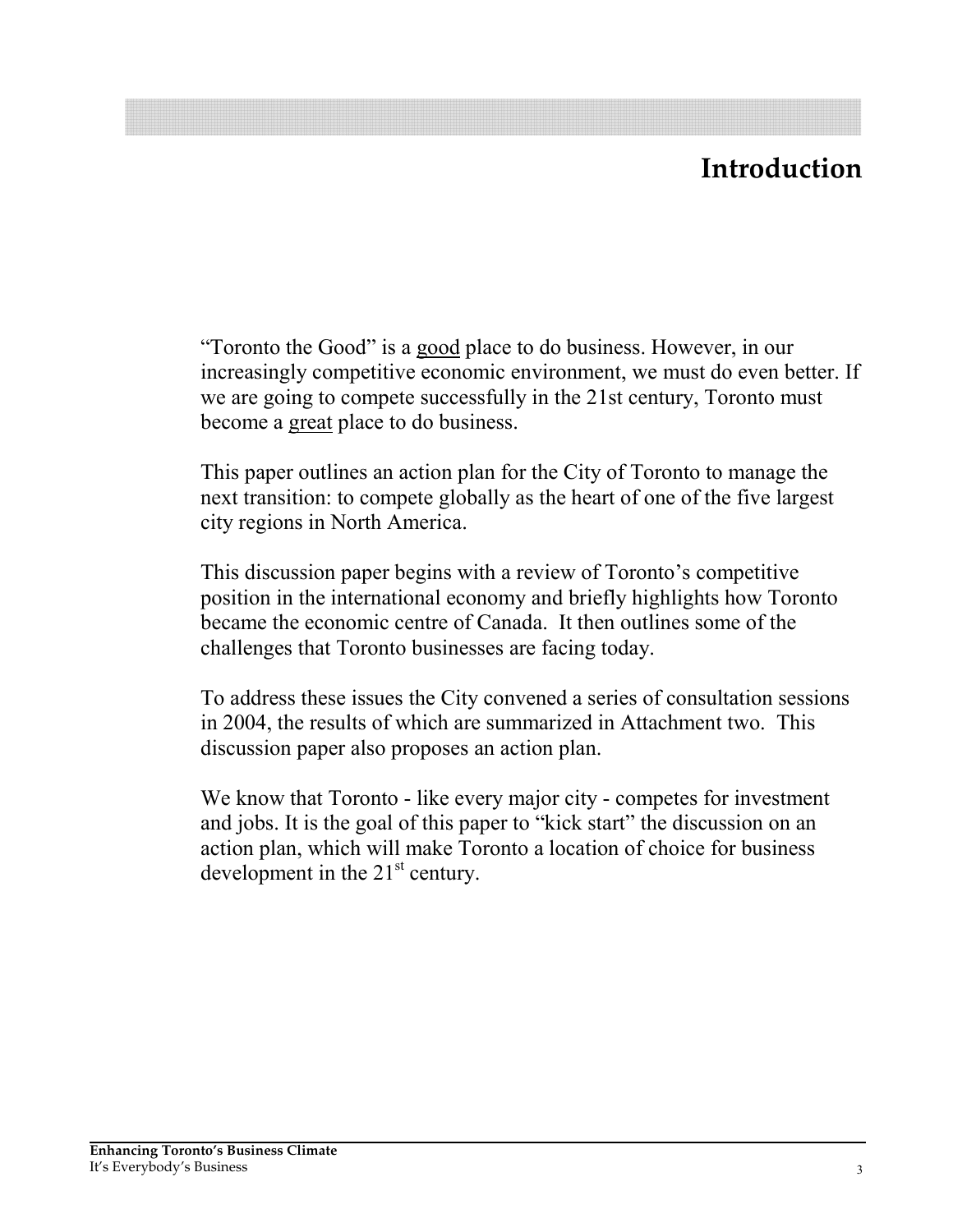# Introduction

"Toronto the Good" is a good place to do business. However, in our increasingly competitive economic environment, we must do even better. If we are going to compete successfully in the 21st century, Toronto must become a great place to do business.

This paper outlines an action plan for the City of Toronto to manage the next transition: to compete globally as the heart of one of the five largest city regions in North America.

This discussion paper begins with a review of Toronto's competitive position in the international economy and briefly highlights how Toronto became the economic centre of Canada. It then outlines some of the challenges that Toronto businesses are facing today.

To address these issues the City convened a series of consultation sessions in 2004, the results of which are summarized in Attachment two. This discussion paper also proposes an action plan.

We know that Toronto - like every major city - competes for investment and jobs. It is the goal of this paper to "kick start" the discussion on an action plan, which will make Toronto a location of choice for business development in the 21st century.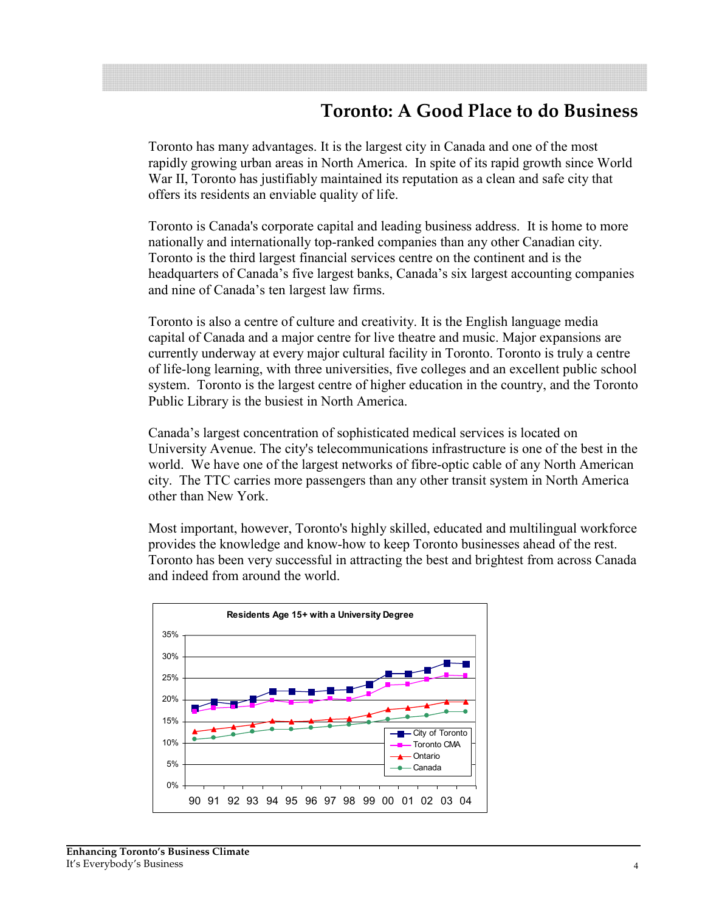# Toronto: A Good Place to do Business

Toronto has many advantages. It is the largest city in Canada and one of the most rapidly growing urban areas in North America. In spite of its rapid growth since World War II, Toronto has justifiably maintained its reputation as a clean and safe city that offers its residents an enviable quality of life.

Toronto is Canada's corporate capital and leading business address. It is home to more nationally and internationally top-ranked companies than any other Canadian city. Toronto is the third largest financial services centre on the continent and is the headquarters of Canada's five largest banks, Canada's six largest accounting companies and nine of Canada's ten largest law firms.

Toronto is also a centre of culture and creativity. It is the English language media capital of Canada and a major centre for live theatre and music. Major expansions are currently underway at every major cultural facility in Toronto. Toronto is truly a centre of life-long learning, with three universities, five colleges and an excellent public school system. Toronto is the largest centre of higher education in the country, and the Toronto Public Library is the busiest in North America.

Canada's largest concentration of sophisticated medical services is located on University Avenue. The city's telecommunications infrastructure is one of the best in the world. We have one of the largest networks of fibre-optic cable of any North American city. The TTC carries more passengers than any other transit system in North America other than New York.

Most important, however, Toronto's highly skilled, educated and multilingual workforce provides the knowledge and know-how to keep Toronto businesses ahead of the rest. Toronto has been very successful in attracting the best and brightest from across Canada and indeed from around the world.

**Residents Age 15+ with a University Degree**

(Line chart, 1990–2004, y-axis 0%–35%; series: City of Toronto, Toronto CMA, Ontario, Canada)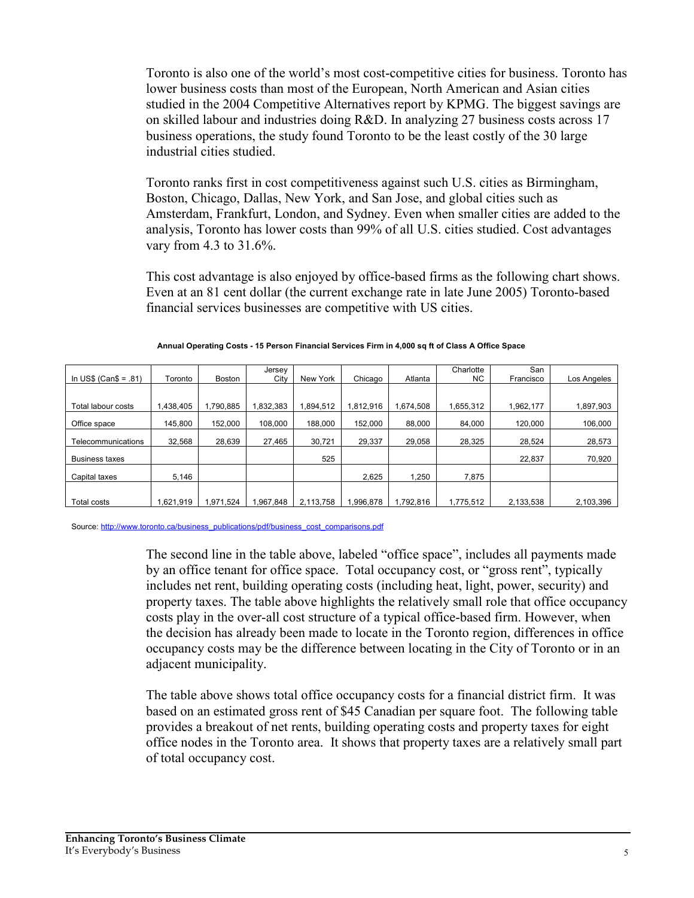Toronto is also one of the world's most cost-competitive cities for business. Toronto has lower business costs than most of the European, North American and Asian cities studied in the 2004 Competitive Alternatives report by KPMG. The biggest savings are on skilled labour and industries doing R&D. In analyzing 27 business costs across 17 business operations, the study found Toronto to be the least costly of the 30 large industrial cities studied.

Toronto ranks first in cost competitiveness against such U.S. cities as Birmingham, Boston, Chicago, Dallas, New York, and San Jose, and global cities such as Amsterdam, Frankfurt, London, and Sydney. Even when smaller cities are added to the analysis, Toronto has lower costs than 99% of all U.S. cities studied. Cost advantages vary from 4.3 to 31.6%.

This cost advantage is also enjoyed by office-based firms as the following chart shows. Even at an 81 cent dollar (the current exchange rate in late June 2005) Toronto-based financial services businesses are competitive with US cities.

**Annual Operating Costs - 15 Person Financial Services Firm in 4,000 sq ft of Class A Office Space**

| In US$ (Can$ = .81) | Toronto | Boston | Jersey City | New York | Chicago | Atlanta | Charlotte NC | San Francisco | Los Angeles |
|---|---|---|---|---|---|---|---|---|---|
| Total labour costs | 1,438,405 | 1,790,885 | 1,832,383 | 1,894,512 | 1,812,916 | 1,674,508 | 1,655,312 | 1,962,177 | 1,897,903 |
| Office space | 145,800 | 152,000 | 108,000 | 188,000 | 152,000 | 88,000 | 84,000 | 120,000 | 106,000 |
| Telecommunications | 32,568 | 28,639 | 27,465 | 30,721 | 29,337 | 29,058 | 28,325 | 28,524 | 28,573 |
| Business taxes | | | | 525 | | | | 22,837 | 70,920 |
| Capital taxes | 5,146 | | | | 2,625 | 1,250 | 7,875 | | |
| Total costs | 1,621,919 | 1,971,524 | 1,967,848 | 2,113,758 | 1,996,878 | 1,792,816 | 1,775,512 | 2,133,538 | 2,103,396 |

Source: http://www.toronto.ca/business_publications/pdf/business_cost_comparisons.pdf

The second line in the table above, labeled "office space", includes all payments made by an office tenant for office space. Total occupancy cost, or "gross rent", typically includes net rent, building operating costs (including heat, light, power, security) and property taxes. The table above highlights the relatively small role that office occupancy costs play in the over-all cost structure of a typical office-based firm. However, when the decision has already been made to locate in the Toronto region, differences in office occupancy costs may be the difference between locating in the City of Toronto or in an adjacent municipality.

The table above shows total office occupancy costs for a financial district firm. It was based on an estimated gross rent of $45 Canadian per square foot. The following table provides a breakout of net rents, building operating costs and property taxes for eight office nodes in the Toronto area. It shows that property taxes are a relatively small part of total occupancy cost.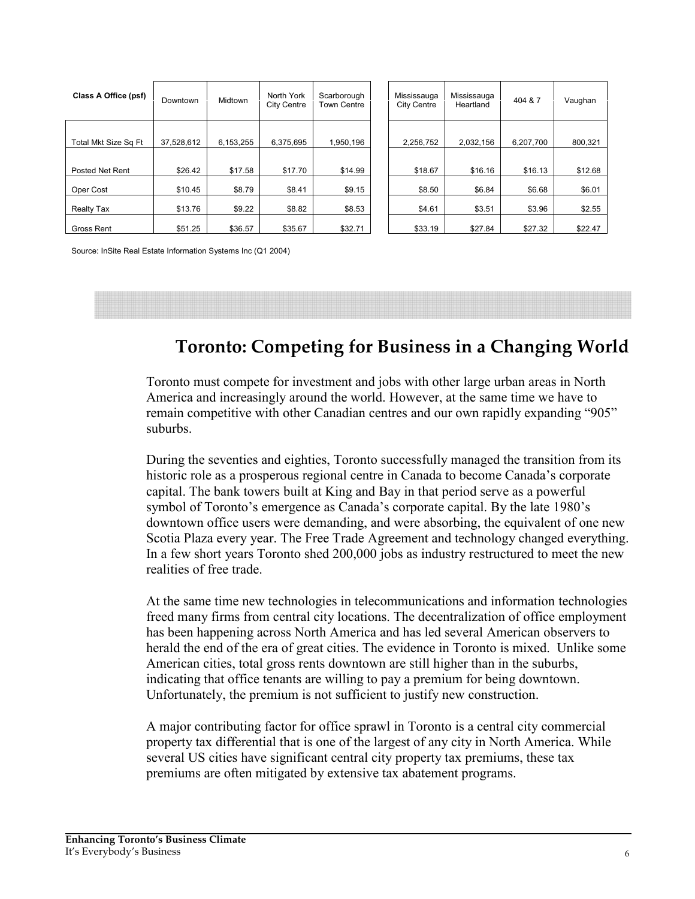| Class A Office (psf) | Downtown | Midtown | North York City Centre | Scarborough Town Centre | Mississauga City Centre | Mississauga Heartland | 404 & 7 | Vaughan |
|---|---|---|---|---|---|---|---|---|
| Total Mkt Size Sq Ft | 37,528,612 | 6,153,255 | 6,375,695 | 1,950,196 | 2,256,752 | 2,032,156 | 6,207,700 | 800,321 |
| Posted Net Rent | $26.42 | $17.58 | $17.70 | $14.99 | $18.67 | $16.16 | $16.13 | $12.68 |
| Oper Cost | $10.45 | $8.79 | $8.41 | $9.15 | $8.50 | $6.84 | $6.68 | $6.01 |
| Realty Tax | $13.76 | $9.22 | $8.82 | $8.53 | $4.61 | $3.51 | $3.96 | $2.55 |
| Gross Rent | $51.25 | $36.57 | $35.67 | $32.71 | $33.19 | $27.84 | $27.32 | $22.47 |

Source: InSite Real Estate Information Systems Inc (Q1 2004)

## Toronto: Competing for Business in a Changing World

Toronto must compete for investment and jobs with other large urban areas in North America and increasingly around the world. However, at the same time we have to remain competitive with other Canadian centres and our own rapidly expanding "905" suburbs.

During the seventies and eighties, Toronto successfully managed the transition from its historic role as a prosperous regional centre in Canada to become Canada's corporate capital. The bank towers built at King and Bay in that period serve as a powerful symbol of Toronto's emergence as Canada's corporate capital. By the late 1980's downtown office users were demanding, and were absorbing, the equivalent of one new Scotia Plaza every year. The Free Trade Agreement and technology changed everything. In a few short years Toronto shed 200,000 jobs as industry restructured to meet the new realities of free trade.

At the same time new technologies in telecommunications and information technologies freed many firms from central city locations. The decentralization of office employment has been happening across North America and has led several American observers to herald the end of the era of great cities. The evidence in Toronto is mixed. Unlike some American cities, total gross rents downtown are still higher than in the suburbs, indicating that office tenants are willing to pay a premium for being downtown. Unfortunately, the premium is not sufficient to justify new construction.

A major contributing factor for office sprawl in Toronto is a central city commercial property tax differential that is one of the largest of any city in North America. While several US cities have significant central city property tax premiums, these tax premiums are often mitigated by extensive tax abatement programs.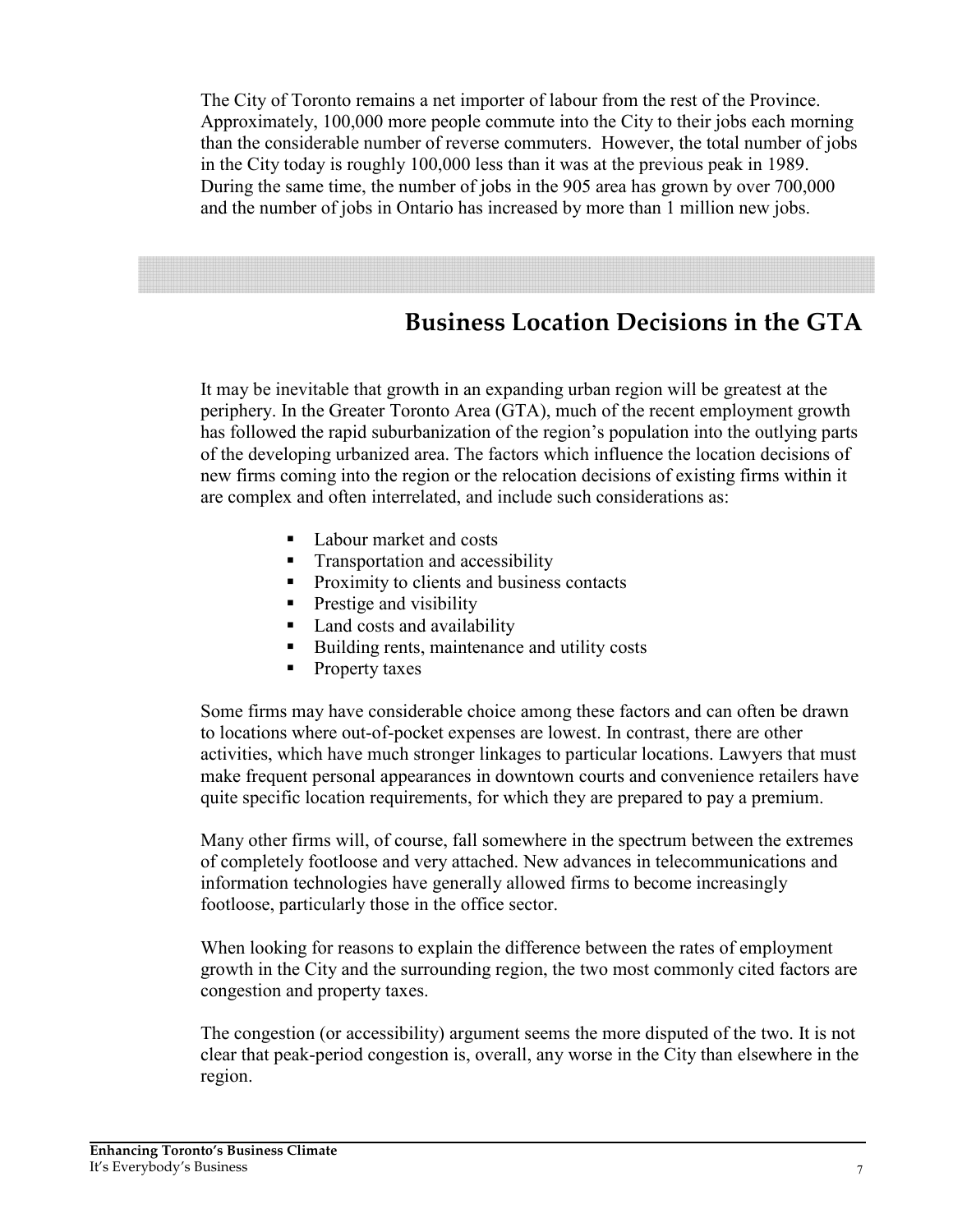The City of Toronto remains a net importer of labour from the rest of the Province. Approximately, 100,000 more people commute into the City to their jobs each morning than the considerable number of reverse commuters. However, the total number of jobs in the City today is roughly 100,000 less than it was at the previous peak in 1989. During the same time, the number of jobs in the 905 area has grown by over 700,000 and the number of jobs in Ontario has increased by more than 1 million new jobs.

## Business Location Decisions in the GTA

It may be inevitable that growth in an expanding urban region will be greatest at the periphery. In the Greater Toronto Area (GTA), much of the recent employment growth has followed the rapid suburbanization of the region's population into the outlying parts of the developing urbanized area. The factors which influence the location decisions of new firms coming into the region or the relocation decisions of existing firms within it are complex and often interrelated, and include such considerations as:

- Labour market and costs
- Transportation and accessibility
- Proximity to clients and business contacts
- Prestige and visibility
- Land costs and availability
- Building rents, maintenance and utility costs
- Property taxes

Some firms may have considerable choice among these factors and can often be drawn to locations where out-of-pocket expenses are lowest. In contrast, there are other activities, which have much stronger linkages to particular locations. Lawyers that must make frequent personal appearances in downtown courts and convenience retailers have quite specific location requirements, for which they are prepared to pay a premium.

Many other firms will, of course, fall somewhere in the spectrum between the extremes of completely footloose and very attached. New advances in telecommunications and information technologies have generally allowed firms to become increasingly footloose, particularly those in the office sector.

When looking for reasons to explain the difference between the rates of employment growth in the City and the surrounding region, the two most commonly cited factors are congestion and property taxes.

The congestion (or accessibility) argument seems the more disputed of the two. It is not clear that peak-period congestion is, overall, any worse in the City than elsewhere in the region.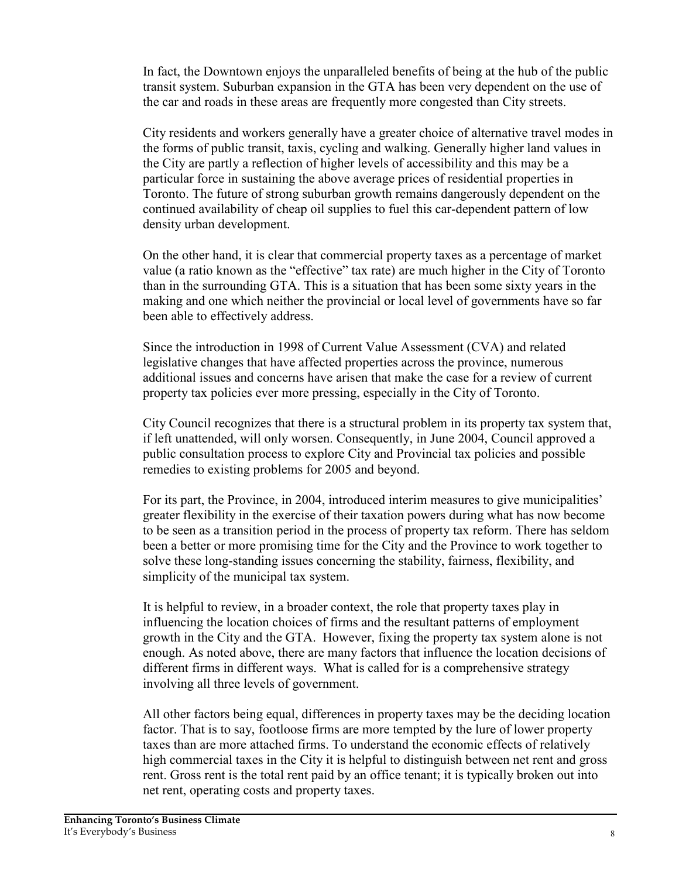In fact, the Downtown enjoys the unparalleled benefits of being at the hub of the public transit system. Suburban expansion in the GTA has been very dependent on the use of the car and roads in these areas are frequently more congested than City streets.

City residents and workers generally have a greater choice of alternative travel modes in the forms of public transit, taxis, cycling and walking. Generally higher land values in the City are partly a reflection of higher levels of accessibility and this may be a particular force in sustaining the above average prices of residential properties in Toronto. The future of strong suburban growth remains dangerously dependent on the continued availability of cheap oil supplies to fuel this car-dependent pattern of low density urban development.

On the other hand, it is clear that commercial property taxes as a percentage of market value (a ratio known as the "effective" tax rate) are much higher in the City of Toronto than in the surrounding GTA. This is a situation that has been some sixty years in the making and one which neither the provincial or local level of governments have so far been able to effectively address.

Since the introduction in 1998 of Current Value Assessment (CVA) and related legislative changes that have affected properties across the province, numerous additional issues and concerns have arisen that make the case for a review of current property tax policies ever more pressing, especially in the City of Toronto.

City Council recognizes that there is a structural problem in its property tax system that, if left unattended, will only worsen. Consequently, in June 2004, Council approved a public consultation process to explore City and Provincial tax policies and possible remedies to existing problems for 2005 and beyond.

For its part, the Province, in 2004, introduced interim measures to give municipalities' greater flexibility in the exercise of their taxation powers during what has now become to be seen as a transition period in the process of property tax reform. There has seldom been a better or more promising time for the City and the Province to work together to solve these long-standing issues concerning the stability, fairness, flexibility, and simplicity of the municipal tax system.

It is helpful to review, in a broader context, the role that property taxes play in influencing the location choices of firms and the resultant patterns of employment growth in the City and the GTA. However, fixing the property tax system alone is not enough. As noted above, there are many factors that influence the location decisions of different firms in different ways. What is called for is a comprehensive strategy involving all three levels of government.

All other factors being equal, differences in property taxes may be the deciding location factor. That is to say, footloose firms are more tempted by the lure of lower property taxes than are more attached firms. To understand the economic effects of relatively high commercial taxes in the City it is helpful to distinguish between net rent and gross rent. Gross rent is the total rent paid by an office tenant; it is typically broken out into net rent, operating costs and property taxes.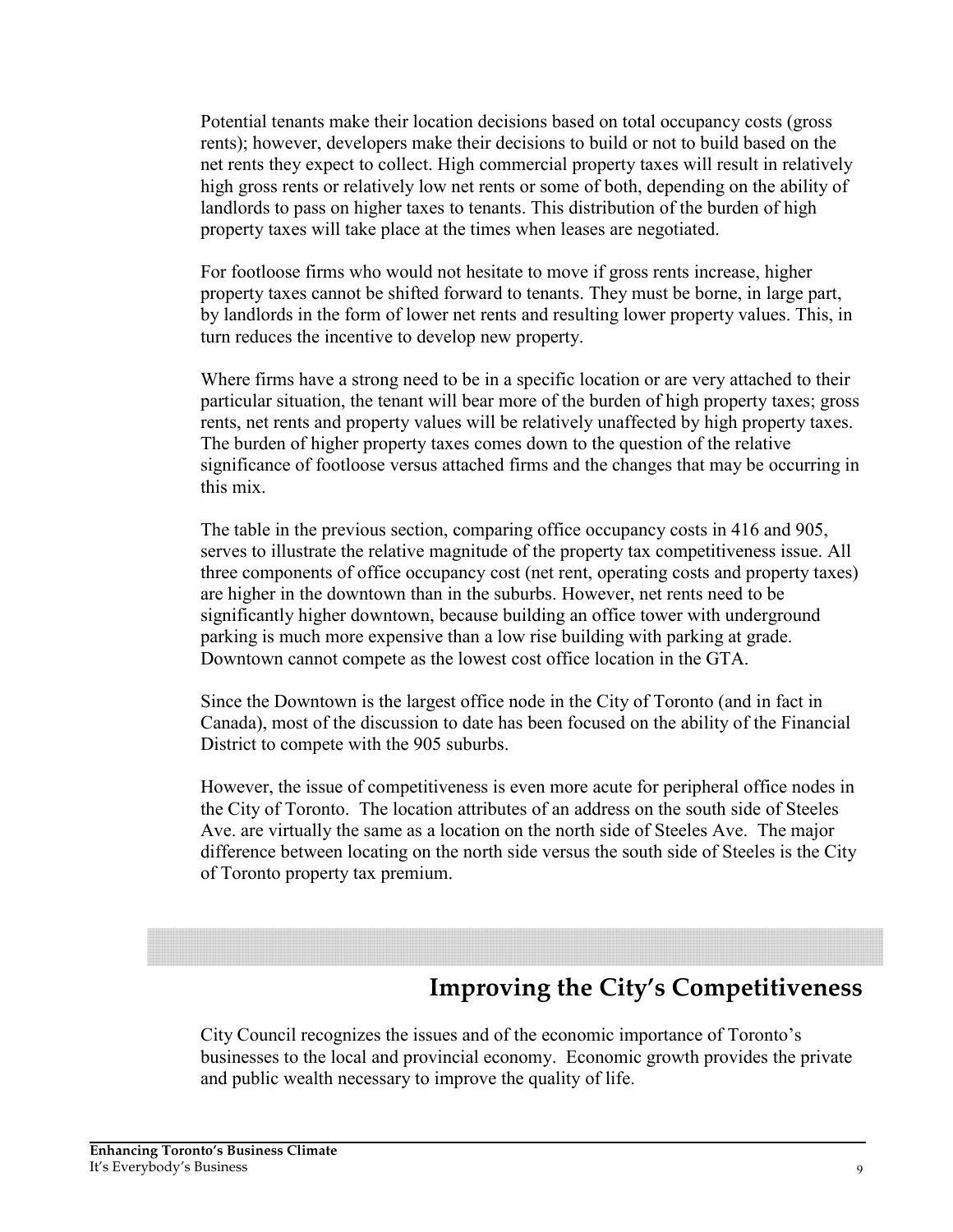Potential tenants make their location decisions based on total occupancy costs (gross rents); however, developers make their decisions to build or not to build based on the net rents they expect to collect. High commercial property taxes will result in relatively high gross rents or relatively low net rents or some of both, depending on the ability of landlords to pass on higher taxes to tenants. This distribution of the burden of high property taxes will take place at the times when leases are negotiated.

For footloose firms who would not hesitate to move if gross rents increase, higher property taxes cannot be shifted forward to tenants. They must be borne, in large part, by landlords in the form of lower net rents and resulting lower property values. This, in turn reduces the incentive to develop new property.

Where firms have a strong need to be in a specific location or are very attached to their particular situation, the tenant will bear more of the burden of high property taxes; gross rents, net rents and property values will be relatively unaffected by high property taxes. The burden of higher property taxes comes down to the question of the relative significance of footloose versus attached firms and the changes that may be occurring in this mix.

The table in the previous section, comparing office occupancy costs in 416 and 905, serves to illustrate the relative magnitude of the property tax competitiveness issue. All three components of office occupancy cost (net rent, operating costs and property taxes) are higher in the downtown than in the suburbs. However, net rents need to be significantly higher downtown, because building an office tower with underground parking is much more expensive than a low rise building with parking at grade. Downtown cannot compete as the lowest cost office location in the GTA.

Since the Downtown is the largest office node in the City of Toronto (and in fact in Canada), most of the discussion to date has been focused on the ability of the Financial District to compete with the 905 suburbs.

However, the issue of competitiveness is even more acute for peripheral office nodes in the City of Toronto. The location attributes of an address on the south side of Steeles Ave. are virtually the same as a location on the north side of Steeles Ave. The major difference between locating on the north side versus the south side of Steeles is the City of Toronto property tax premium.

## Improving the City's Competitiveness

City Council recognizes the issues and of the economic importance of Toronto's businesses to the local and provincial economy. Economic growth provides the private and public wealth necessary to improve the quality of life.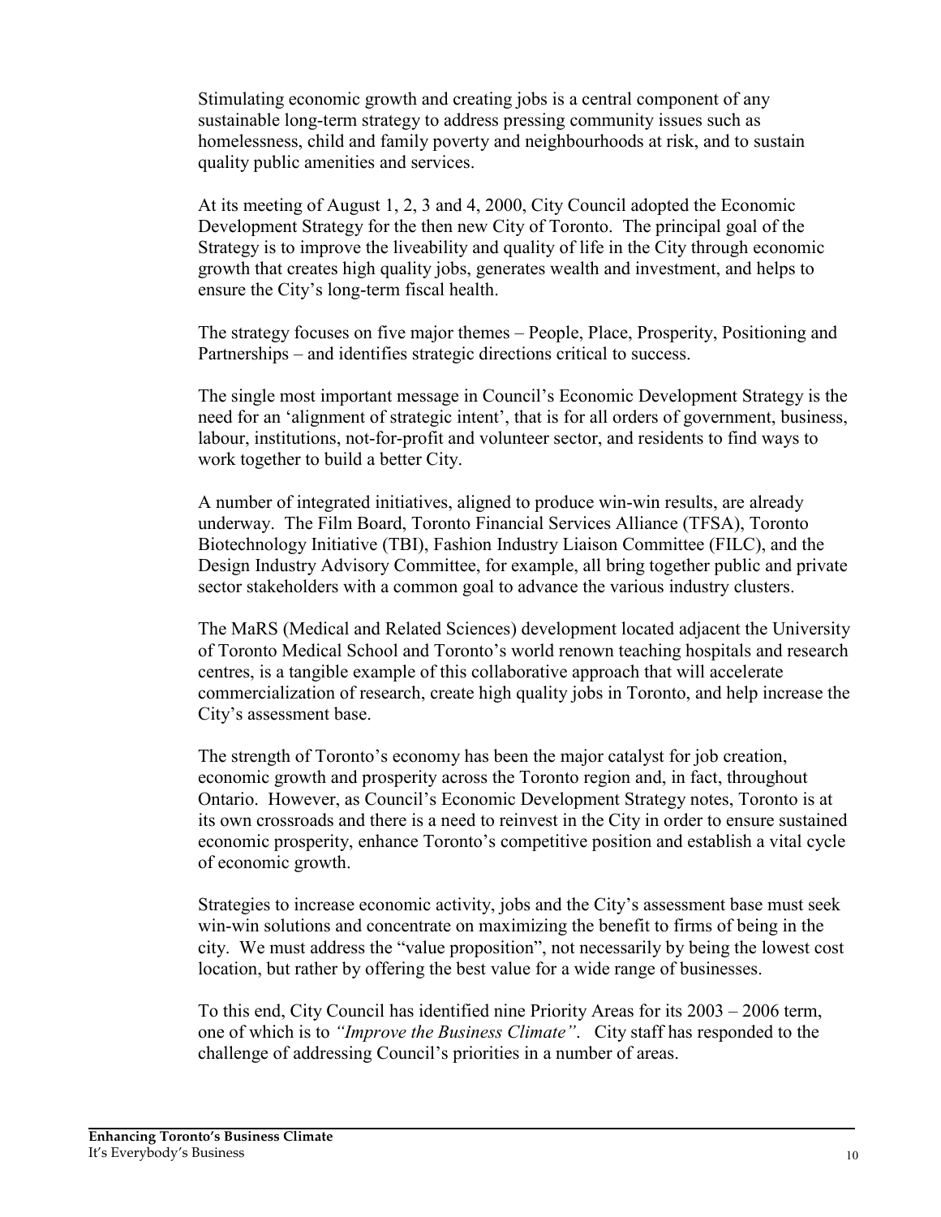Stimulating economic growth and creating jobs is a central component of any sustainable long-term strategy to address pressing community issues such as homelessness, child and family poverty and neighbourhoods at risk, and to sustain quality public amenities and services.

At its meeting of August 1, 2, 3 and 4, 2000, City Council adopted the Economic Development Strategy for the then new City of Toronto. The principal goal of the Strategy is to improve the liveability and quality of life in the City through economic growth that creates high quality jobs, generates wealth and investment, and helps to ensure the City's long-term fiscal health.

The strategy focuses on five major themes – People, Place, Prosperity, Positioning and Partnerships – and identifies strategic directions critical to success.

The single most important message in Council's Economic Development Strategy is the need for an 'alignment of strategic intent', that is for all orders of government, business, labour, institutions, not-for-profit and volunteer sector, and residents to find ways to work together to build a better City.

A number of integrated initiatives, aligned to produce win-win results, are already underway. The Film Board, Toronto Financial Services Alliance (TFSA), Toronto Biotechnology Initiative (TBI), Fashion Industry Liaison Committee (FILC), and the Design Industry Advisory Committee, for example, all bring together public and private sector stakeholders with a common goal to advance the various industry clusters.

The MaRS (Medical and Related Sciences) development located adjacent the University of Toronto Medical School and Toronto's world renown teaching hospitals and research centres, is a tangible example of this collaborative approach that will accelerate commercialization of research, create high quality jobs in Toronto, and help increase the City's assessment base.

The strength of Toronto's economy has been the major catalyst for job creation, economic growth and prosperity across the Toronto region and, in fact, throughout Ontario. However, as Council's Economic Development Strategy notes, Toronto is at its own crossroads and there is a need to reinvest in the City in order to ensure sustained economic prosperity, enhance Toronto's competitive position and establish a vital cycle of economic growth.

Strategies to increase economic activity, jobs and the City's assessment base must seek win-win solutions and concentrate on maximizing the benefit to firms of being in the city. We must address the "value proposition", not necessarily by being the lowest cost location, but rather by offering the best value for a wide range of businesses.

To this end, City Council has identified nine Priority Areas for its 2003 – 2006 term, one of which is to *"Improve the Business Climate"*. City staff has responded to the challenge of addressing Council's priorities in a number of areas.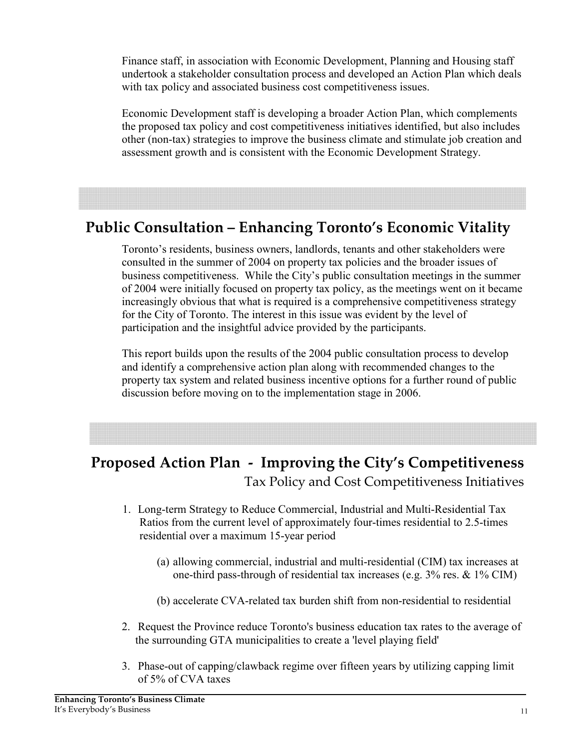Finance staff, in association with Economic Development, Planning and Housing staff undertook a stakeholder consultation process and developed an Action Plan which deals with tax policy and associated business cost competitiveness issues.

Economic Development staff is developing a broader Action Plan, which complements the proposed tax policy and cost competitiveness initiatives identified, but also includes other (non-tax) strategies to improve the business climate and stimulate job creation and assessment growth and is consistent with the Economic Development Strategy.

## Public Consultation – Enhancing Toronto's Economic Vitality

Toronto's residents, business owners, landlords, tenants and other stakeholders were consulted in the summer of 2004 on property tax policies and the broader issues of business competitiveness. While the City's public consultation meetings in the summer of 2004 were initially focused on property tax policy, as the meetings went on it became increasingly obvious that what is required is a comprehensive competitiveness strategy for the City of Toronto. The interest in this issue was evident by the level of participation and the insightful advice provided by the participants.

This report builds upon the results of the 2004 public consultation process to develop and identify a comprehensive action plan along with recommended changes to the property tax system and related business incentive options for a further round of public discussion before moving on to the implementation stage in 2006.

## Proposed Action Plan - Improving the City's Competitiveness

### Tax Policy and Cost Competitiveness Initiatives

1. Long-term Strategy to Reduce Commercial, Industrial and Multi-Residential Tax Ratios from the current level of approximately four-times residential to 2.5-times residential over a maximum 15-year period

   (a) allowing commercial, industrial and multi-residential (CIM) tax increases at one-third pass-through of residential tax increases (e.g. 3% res. & 1% CIM)

   (b) accelerate CVA-related tax burden shift from non-residential to residential

2. Request the Province reduce Toronto's business education tax rates to the average of the surrounding GTA municipalities to create a 'level playing field'

3. Phase-out of capping/clawback regime over fifteen years by utilizing capping limit of 5% of CVA taxes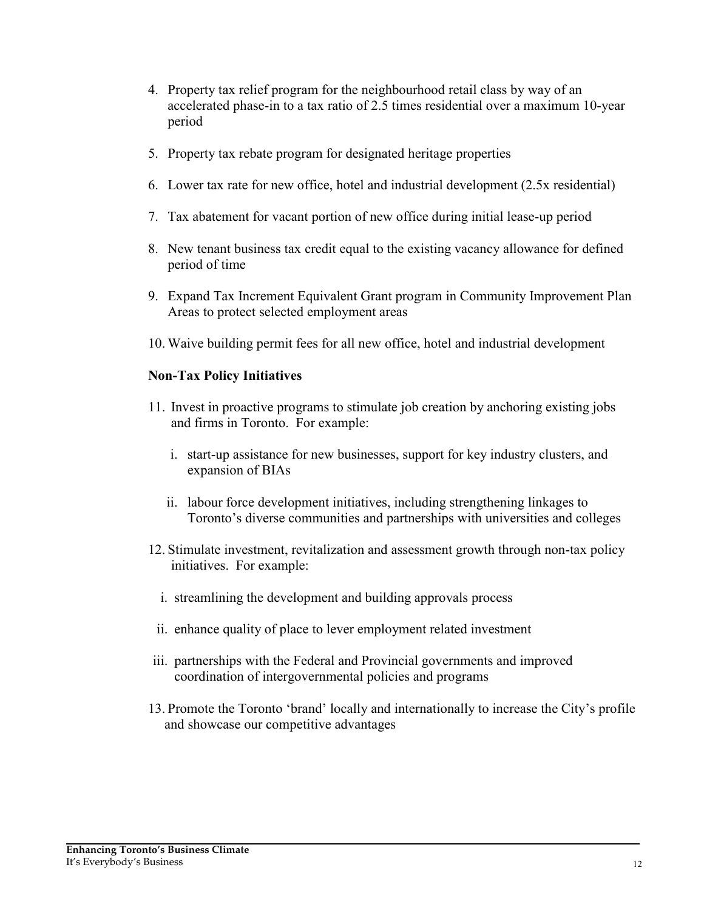4. Property tax relief program for the neighbourhood retail class by way of an accelerated phase-in to a tax ratio of 2.5 times residential over a maximum 10-year period

5. Property tax rebate program for designated heritage properties

6. Lower tax rate for new office, hotel and industrial development (2.5x residential)

7. Tax abatement for vacant portion of new office during initial lease-up period

8. New tenant business tax credit equal to the existing vacancy allowance for defined period of time

9. Expand Tax Increment Equivalent Grant program in Community Improvement Plan Areas to protect selected employment areas

10. Waive building permit fees for all new office, hotel and industrial development

**Non-Tax Policy Initiatives**

11. Invest in proactive programs to stimulate job creation by anchoring existing jobs and firms in Toronto. For example:

    i. start-up assistance for new businesses, support for key industry clusters, and expansion of BIAs

    ii. labour force development initiatives, including strengthening linkages to Toronto's diverse communities and partnerships with universities and colleges

12. Stimulate investment, revitalization and assessment growth through non-tax policy initiatives. For example:

    i. streamlining the development and building approvals process

    ii. enhance quality of place to lever employment related investment

    iii. partnerships with the Federal and Provincial governments and improved coordination of intergovernmental policies and programs

13. Promote the Toronto 'brand' locally and internationally to increase the City's profile and showcase our competitive advantages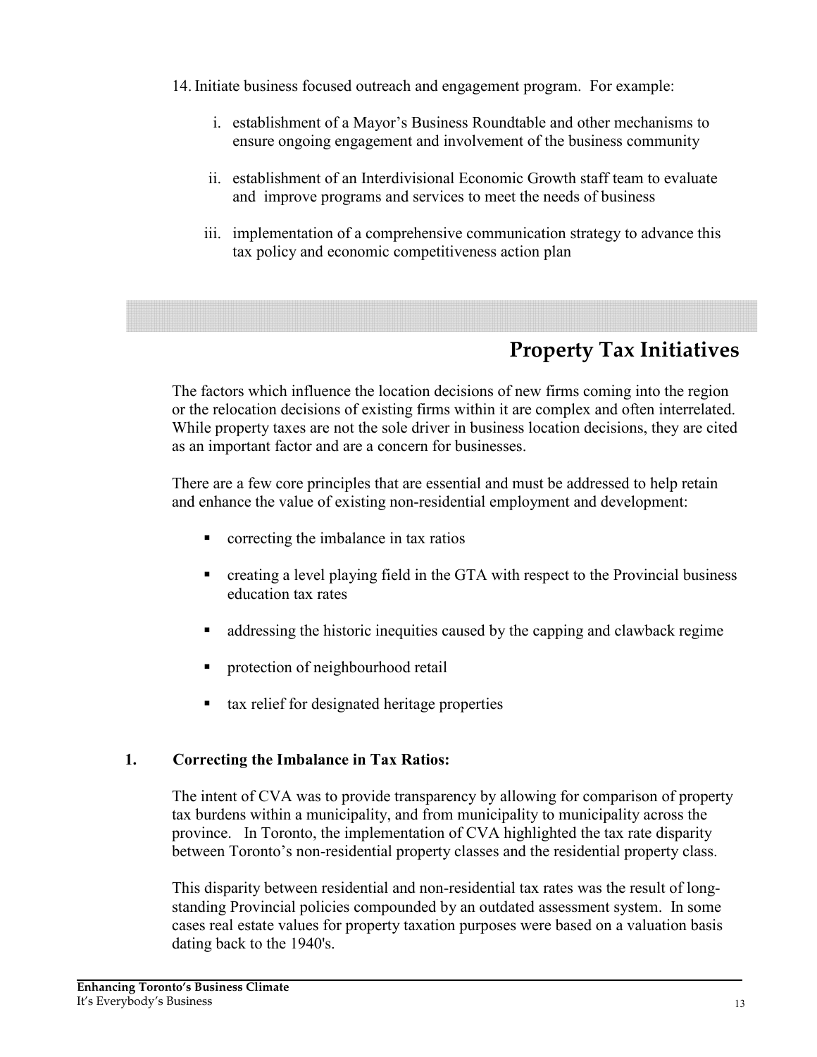14. Initiate business focused outreach and engagement program. For example:

    i. establishment of a Mayor's Business Roundtable and other mechanisms to ensure ongoing engagement and involvement of the business community

    ii. establishment of an Interdivisional Economic Growth staff team to evaluate and improve programs and services to meet the needs of business

    iii. implementation of a comprehensive communication strategy to advance this tax policy and economic competitiveness action plan

## Property Tax Initiatives

The factors which influence the location decisions of new firms coming into the region or the relocation decisions of existing firms within it are complex and often interrelated. While property taxes are not the sole driver in business location decisions, they are cited as an important factor and are a concern for businesses.

There are a few core principles that are essential and must be addressed to help retain and enhance the value of existing non-residential employment and development:

- correcting the imbalance in tax ratios
- creating a level playing field in the GTA with respect to the Provincial business education tax rates
- addressing the historic inequities caused by the capping and clawback regime
- protection of neighbourhood retail
- tax relief for designated heritage properties

### 1. Correcting the Imbalance in Tax Ratios:

The intent of CVA was to provide transparency by allowing for comparison of property tax burdens within a municipality, and from municipality to municipality across the province. In Toronto, the implementation of CVA highlighted the tax rate disparity between Toronto's non-residential property classes and the residential property class.

This disparity between residential and non-residential tax rates was the result of long-standing Provincial policies compounded by an outdated assessment system. In some cases real estate values for property taxation purposes were based on a valuation basis dating back to the 1940's.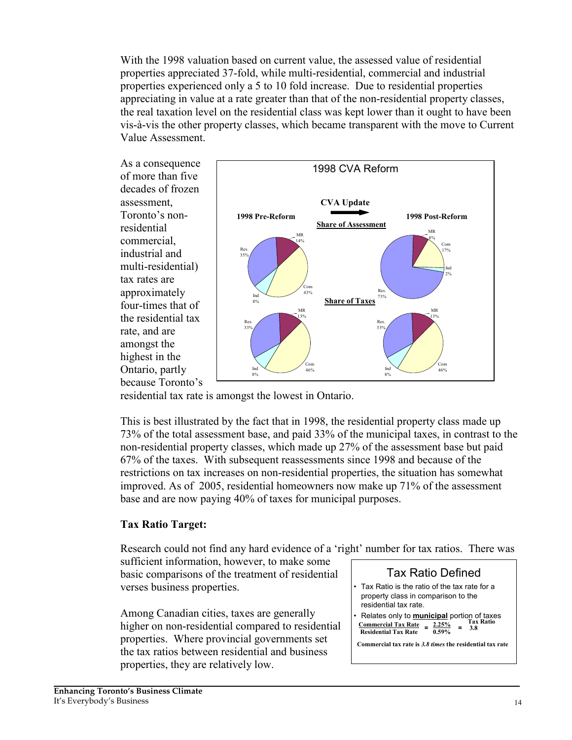With the 1998 valuation based on current value, the assessed value of residential properties appreciated 37-fold, while multi-residential, commercial and industrial properties experienced only a 5 to 10 fold increase. Due to residential properties appreciating in value at a rate greater than that of the non-residential property classes, the real taxation level on the residential class was kept lower than it ought to have been vis-à-vis the other property classes, which became transparent with the move to Current Value Assessment.

As a consequence of more than five decades of frozen assessment, Toronto's non-residential commercial, industrial and multi-residential) tax rates are approximately four-times that of the residential tax rate, and are amongst the highest in the Ontario, partly because Toronto's residential tax rate is amongst the lowest in Ontario.

**1998 CVA Reform**

CVA Update: 1998 Pre-Reform → 1998 Post-Reform

| | 1998 Pre-Reform | 1998 Post-Reform |
|---|---|---|
| **Share of Assessment** | | |
| Res. | 35% | 73% |
| MR | 14% | 8% |
| Com | 43% | 17% |
| Ind | 8% | 2% |
| **Share of Taxes** | | |
| Res. | 33% | 33% |
| MR | 13% | 13% |
| Com | 46% | 46% |
| Ind | 8% | 8% |

This is best illustrated by the fact that in 1998, the residential property class made up 73% of the total assessment base, and paid 33% of the municipal taxes, in contrast to the non-residential property classes, which made up 27% of the assessment base but paid 67% of the taxes. With subsequent reassessments since 1998 and because of the restrictions on tax increases on non-residential properties, the situation has somewhat improved. As of 2005, residential homeowners now make up 71% of the assessment base and are now paying 40% of taxes for municipal purposes.

**Tax Ratio Target:**

Research could not find any hard evidence of a 'right' number for tax ratios. There was sufficient information, however, to make some basic comparisons of the treatment of residential verses business properties.

Among Canadian cities, taxes are generally higher on non-residential compared to residential properties. Where provincial governments set the tax ratios between residential and business properties, they are relatively low.

**Tax Ratio Defined**

- Tax Ratio is the ratio of the tax rate for a property class in comparison to the residential tax rate.
- Relates only to **municipal** portion of taxes

$$\frac{\text{Commercial Tax Rate}}{\text{Residential Tax Rate}} = \frac{2.25\%}{0.59\%} = \text{Tax Ratio } 3.8$$

**Commercial tax rate is *3.8 times* the residential tax rate**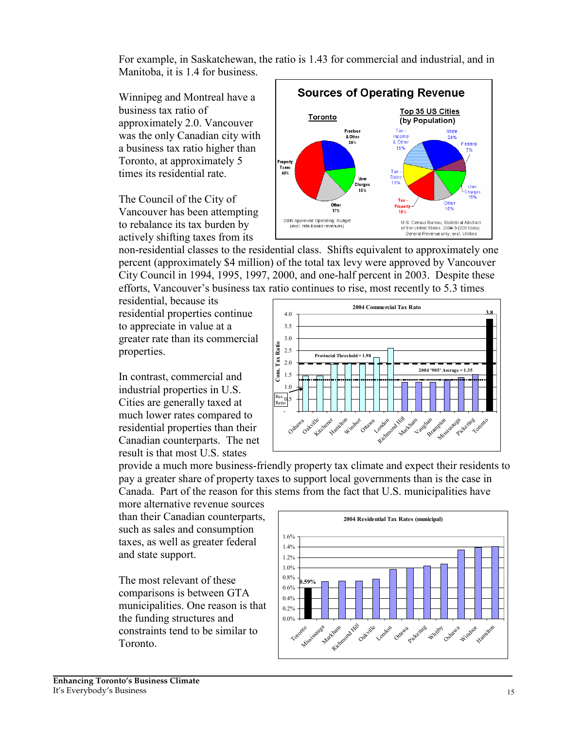For example, in Saskatchewan, the ratio is 1.43 for commercial and industrial, and in Manitoba, it is 1.4 for business.

Winnipeg and Montreal have a business tax ratio of approximately 2.0. Vancouver was the only Canadian city with a business tax ratio higher than Toronto, at approximately 5 times its residential rate.

The Council of the City of Vancouver has been attempting to rebalance its tax burden by actively shifting taxes from its non-residential classes to the residential class. Shifts equivalent to approximately one percent (approximately $4 million) of the total tax levy were approved by Vancouver City Council in 1994, 1995, 1997, 2000, and one-half percent in 2003. Despite these efforts, Vancouver's business tax ratio continues to rise, most recently to 5.3 times residential, because its residential properties continue to appreciate in value at a greater rate than its commercial properties.

In contrast, commercial and industrial properties in U.S. Cities are generally taxed at much lower rates compared to residential properties than their Canadian counterparts. The net result is that most U.S. states provide a much more business-friendly property tax climate and expect their residents to pay a greater share of property taxes to support local governments than is the case in Canada. Part of the reason for this stems from the fact that U.S. municipalities have more alternative revenue sources than their Canadian counterparts, such as sales and consumption taxes, as well as greater federal and state support.

The most relevant of these comparisons is between GTA municipalities. One reason is that the funding structures and constraints tend to be similar to Toronto.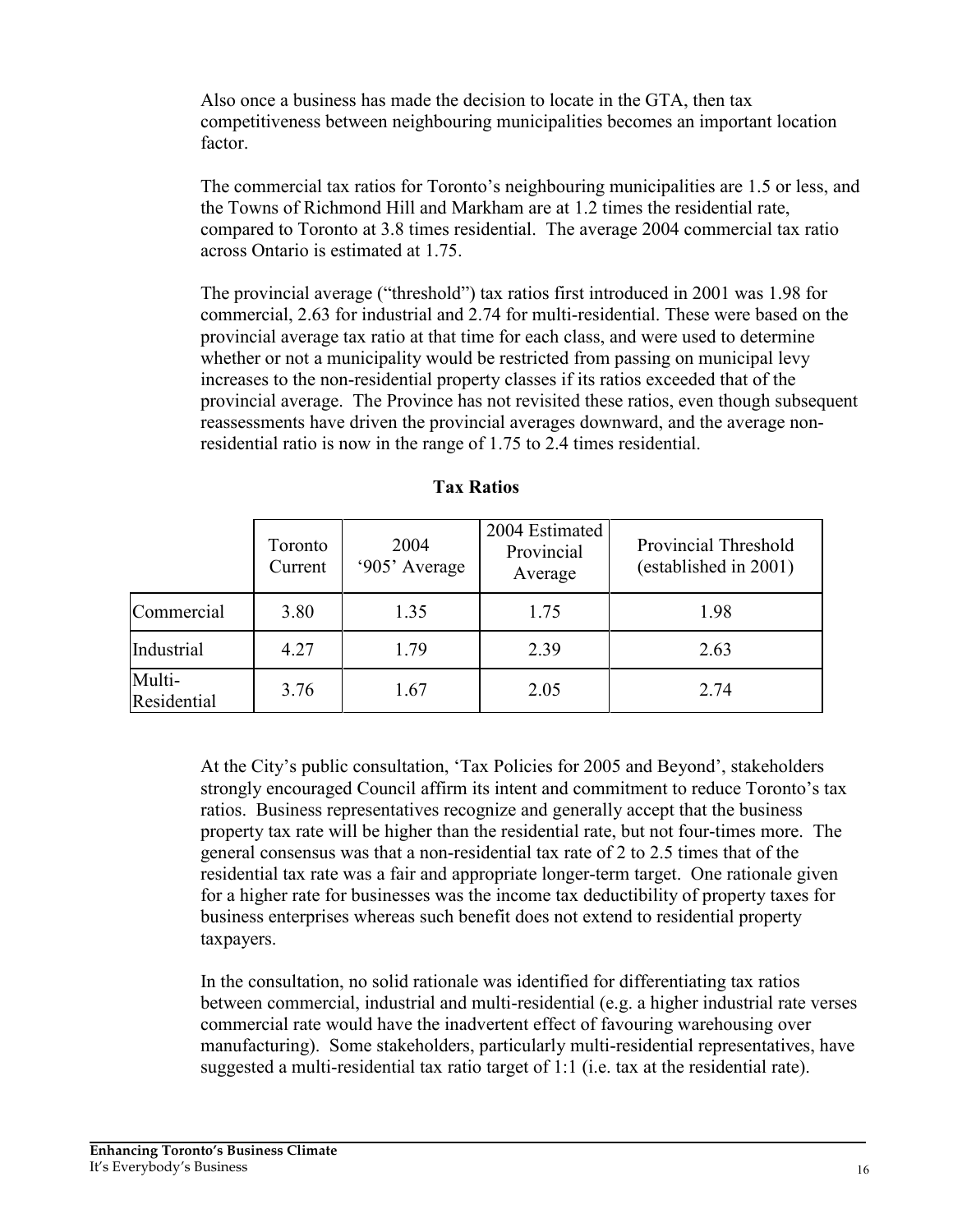Also once a business has made the decision to locate in the GTA, then tax competitiveness between neighbouring municipalities becomes an important location factor.

The commercial tax ratios for Toronto's neighbouring municipalities are 1.5 or less, and the Towns of Richmond Hill and Markham are at 1.2 times the residential rate, compared to Toronto at 3.8 times residential. The average 2004 commercial tax ratio across Ontario is estimated at 1.75.

The provincial average ("threshold") tax ratios first introduced in 2001 was 1.98 for commercial, 2.63 for industrial and 2.74 for multi-residential. These were based on the provincial average tax ratio at that time for each class, and were used to determine whether or not a municipality would be restricted from passing on municipal levy increases to the non-residential property classes if its ratios exceeded that of the provincial average. The Province has not revisited these ratios, even though subsequent reassessments have driven the provincial averages downward, and the average non-residential ratio is now in the range of 1.75 to 2.4 times residential.

**Tax Ratios**

| | Toronto Current | 2004 '905' Average | 2004 Estimated Provincial Average | Provincial Threshold (established in 2001) |
|---|---|---|---|---|
| Commercial | 3.80 | 1.35 | 1.75 | 1.98 |
| Industrial | 4.27 | 1.79 | 2.39 | 2.63 |
| Multi-Residential | 3.76 | 1.67 | 2.05 | 2.74 |

At the City's public consultation, 'Tax Policies for 2005 and Beyond', stakeholders strongly encouraged Council affirm its intent and commitment to reduce Toronto's tax ratios. Business representatives recognize and generally accept that the business property tax rate will be higher than the residential rate, but not four-times more. The general consensus was that a non-residential tax rate of 2 to 2.5 times that of the residential tax rate was a fair and appropriate longer-term target. One rationale given for a higher rate for businesses was the income tax deductibility of property taxes for business enterprises whereas such benefit does not extend to residential property taxpayers.

In the consultation, no solid rationale was identified for differentiating tax ratios between commercial, industrial and multi-residential (e.g. a higher industrial rate verses commercial rate would have the inadvertent effect of favouring warehousing over manufacturing). Some stakeholders, particularly multi-residential representatives, have suggested a multi-residential tax ratio target of 1:1 (i.e. tax at the residential rate).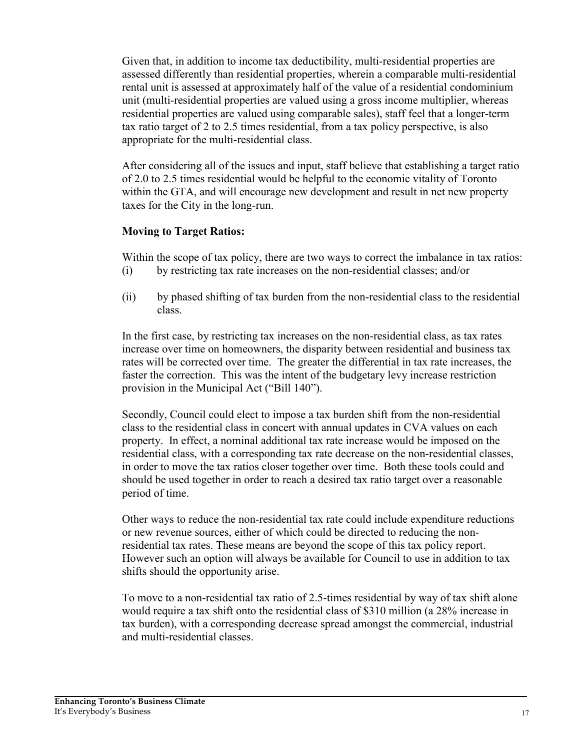Given that, in addition to income tax deductibility, multi-residential properties are assessed differently than residential properties, wherein a comparable multi-residential rental unit is assessed at approximately half of the value of a residential condominium unit (multi-residential properties are valued using a gross income multiplier, whereas residential properties are valued using comparable sales), staff feel that a longer-term tax ratio target of 2 to 2.5 times residential, from a tax policy perspective, is also appropriate for the multi-residential class.

After considering all of the issues and input, staff believe that establishing a target ratio of 2.0 to 2.5 times residential would be helpful to the economic vitality of Toronto within the GTA, and will encourage new development and result in net new property taxes for the City in the long-run.

**Moving to Target Ratios:**

Within the scope of tax policy, there are two ways to correct the imbalance in tax ratios:

(i) by restricting tax rate increases on the non-residential classes; and/or

(ii) by phased shifting of tax burden from the non-residential class to the residential class.

In the first case, by restricting tax increases on the non-residential class, as tax rates increase over time on homeowners, the disparity between residential and business tax rates will be corrected over time. The greater the differential in tax rate increases, the faster the correction. This was the intent of the budgetary levy increase restriction provision in the Municipal Act ("Bill 140").

Secondly, Council could elect to impose a tax burden shift from the non-residential class to the residential class in concert with annual updates in CVA values on each property. In effect, a nominal additional tax rate increase would be imposed on the residential class, with a corresponding tax rate decrease on the non-residential classes, in order to move the tax ratios closer together over time. Both these tools could and should be used together in order to reach a desired tax ratio target over a reasonable period of time.

Other ways to reduce the non-residential tax rate could include expenditure reductions or new revenue sources, either of which could be directed to reducing the non-residential tax rates. These means are beyond the scope of this tax policy report. However such an option will always be available for Council to use in addition to tax shifts should the opportunity arise.

To move to a non-residential tax ratio of 2.5-times residential by way of tax shift alone would require a tax shift onto the residential class of $310 million (a 28% increase in tax burden), with a corresponding decrease spread amongst the commercial, industrial and multi-residential classes.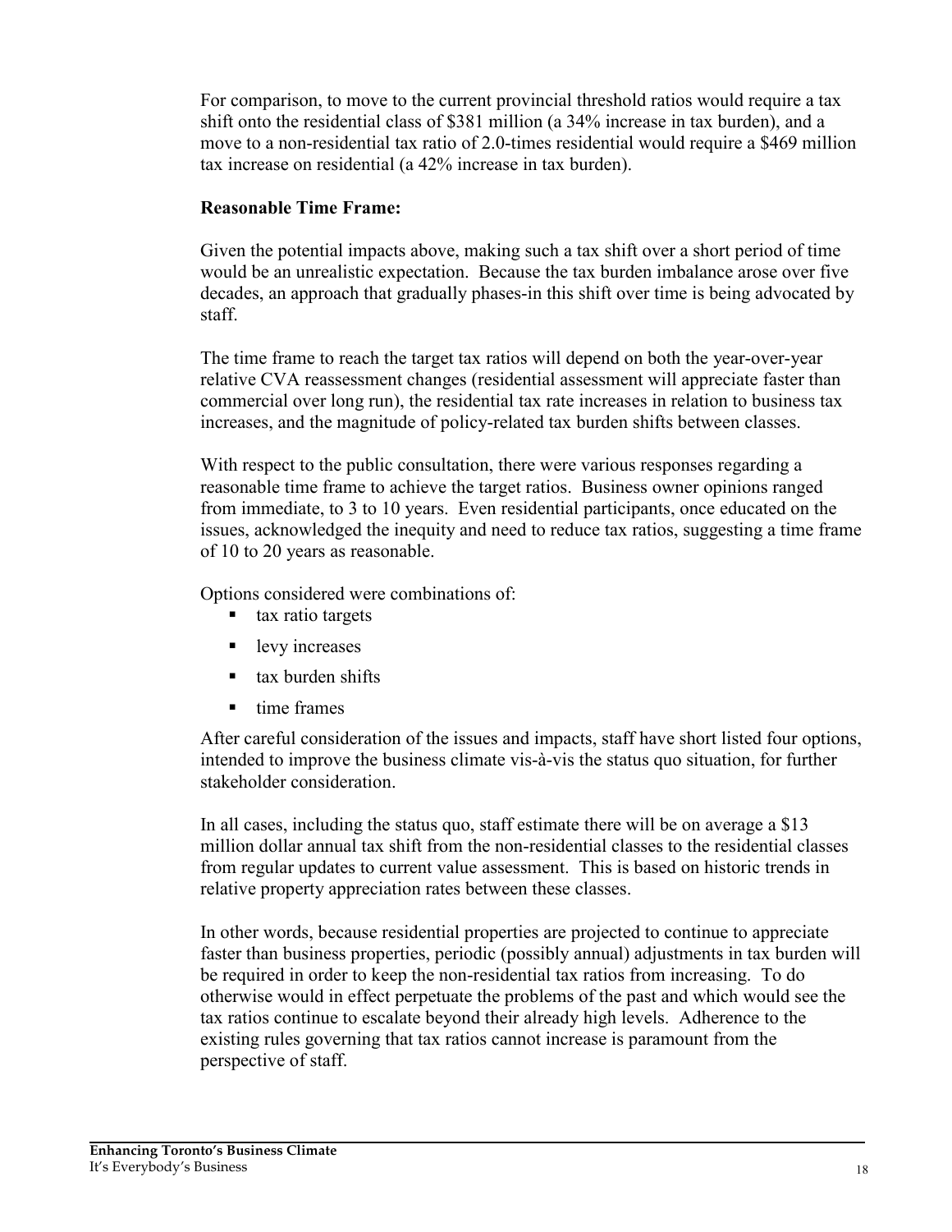For comparison, to move to the current provincial threshold ratios would require a tax shift onto the residential class of $381 million (a 34% increase in tax burden), and a move to a non-residential tax ratio of 2.0-times residential would require a $469 million tax increase on residential (a 42% increase in tax burden).

**Reasonable Time Frame:**

Given the potential impacts above, making such a tax shift over a short period of time would be an unrealistic expectation. Because the tax burden imbalance arose over five decades, an approach that gradually phases-in this shift over time is being advocated by staff.

The time frame to reach the target tax ratios will depend on both the year-over-year relative CVA reassessment changes (residential assessment will appreciate faster than commercial over long run), the residential tax rate increases in relation to business tax increases, and the magnitude of policy-related tax burden shifts between classes.

With respect to the public consultation, there were various responses regarding a reasonable time frame to achieve the target ratios. Business owner opinions ranged from immediate, to 3 to 10 years. Even residential participants, once educated on the issues, acknowledged the inequity and need to reduce tax ratios, suggesting a time frame of 10 to 20 years as reasonable.

Options considered were combinations of:

- tax ratio targets
- levy increases
- tax burden shifts
- time frames

After careful consideration of the issues and impacts, staff have short listed four options, intended to improve the business climate vis-à-vis the status quo situation, for further stakeholder consideration.

In all cases, including the status quo, staff estimate there will be on average a $13 million dollar annual tax shift from the non-residential classes to the residential classes from regular updates to current value assessment. This is based on historic trends in relative property appreciation rates between these classes.

In other words, because residential properties are projected to continue to appreciate faster than business properties, periodic (possibly annual) adjustments in tax burden will be required in order to keep the non-residential tax ratios from increasing. To do otherwise would in effect perpetuate the problems of the past and which would see the tax ratios continue to escalate beyond their already high levels. Adherence to the existing rules governing that tax ratios cannot increase is paramount from the perspective of staff.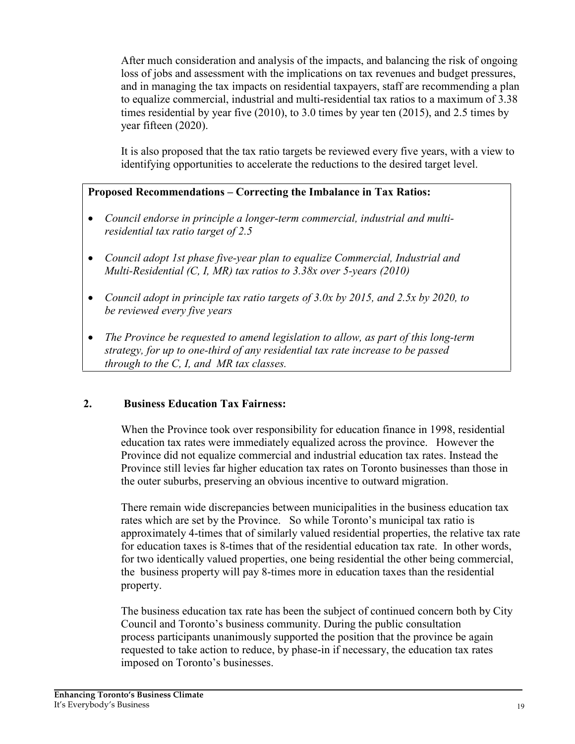After much consideration and analysis of the impacts, and balancing the risk of ongoing loss of jobs and assessment with the implications on tax revenues and budget pressures, and in managing the tax impacts on residential taxpayers, staff are recommending a plan to equalize commercial, industrial and multi-residential tax ratios to a maximum of 3.38 times residential by year five (2010), to 3.0 times by year ten (2015), and 2.5 times by year fifteen (2020).

It is also proposed that the tax ratio targets be reviewed every five years, with a view to identifying opportunities to accelerate the reductions to the desired target level.

**Proposed Recommendations – Correcting the Imbalance in Tax Ratios:**

- *Council endorse in principle a longer-term commercial, industrial and multi-residential tax ratio target of 2.5*
- *Council adopt 1st phase five-year plan to equalize Commercial, Industrial and Multi-Residential (C, I, MR) tax ratios to 3.38x over 5-years (2010)*
- *Council adopt in principle tax ratio targets of 3.0x by 2015, and 2.5x by 2020, to be reviewed every five years*
- *The Province be requested to amend legislation to allow, as part of this long-term strategy, for up to one-third of any residential tax rate increase to be passed through to the C, I, and MR tax classes.*

## 2. Business Education Tax Fairness:

When the Province took over responsibility for education finance in 1998, residential education tax rates were immediately equalized across the province. However the Province did not equalize commercial and industrial education tax rates. Instead the Province still levies far higher education tax rates on Toronto businesses than those in the outer suburbs, preserving an obvious incentive to outward migration.

There remain wide discrepancies between municipalities in the business education tax rates which are set by the Province. So while Toronto's municipal tax ratio is approximately 4-times that of similarly valued residential properties, the relative tax rate for education taxes is 8-times that of the residential education tax rate. In other words, for two identically valued properties, one being residential the other being commercial, the business property will pay 8-times more in education taxes than the residential property.

The business education tax rate has been the subject of continued concern both by City Council and Toronto's business community. During the public consultation process participants unanimously supported the position that the province be again requested to take action to reduce, by phase-in if necessary, the education tax rates imposed on Toronto's businesses.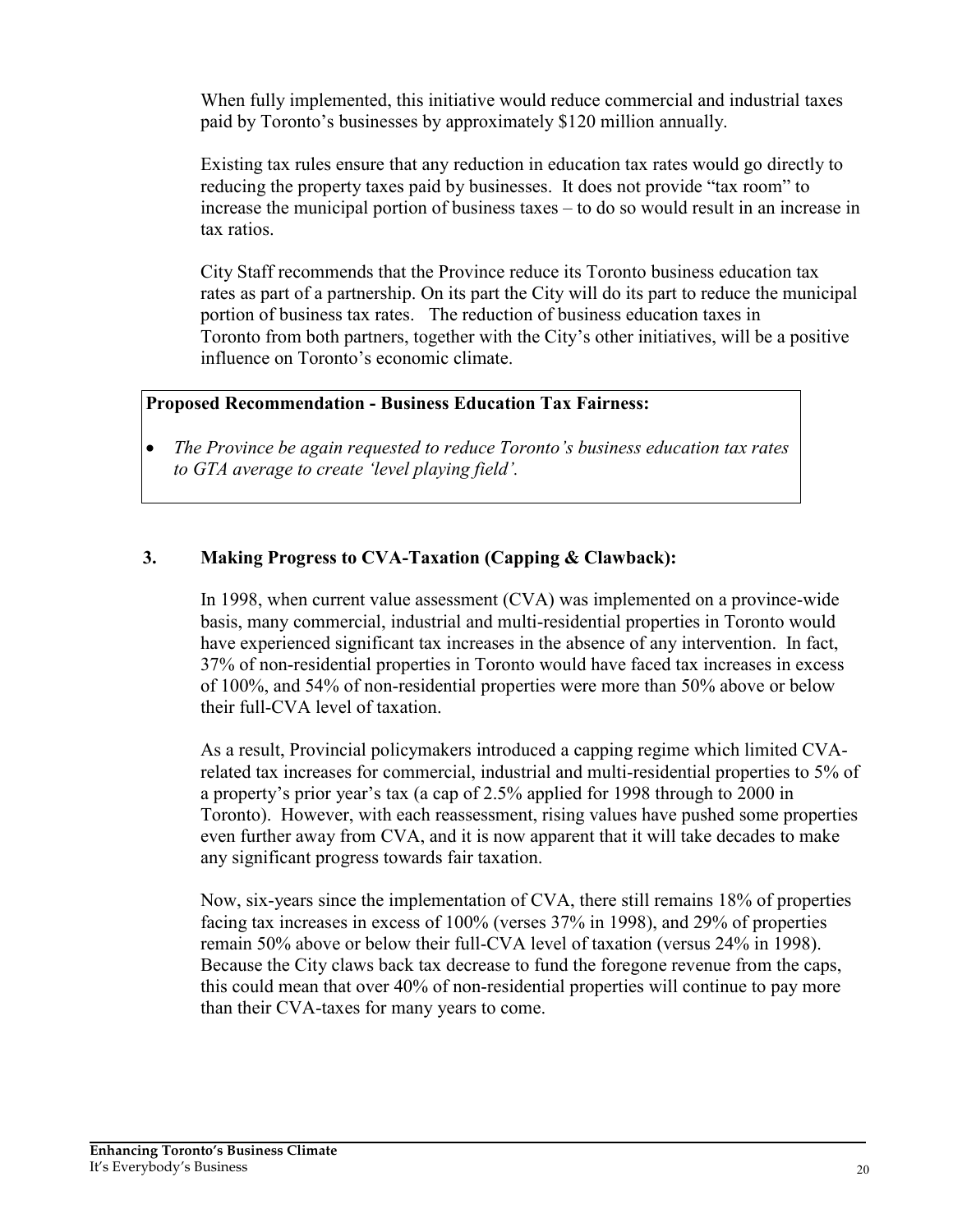When fully implemented, this initiative would reduce commercial and industrial taxes paid by Toronto's businesses by approximately $120 million annually.

Existing tax rules ensure that any reduction in education tax rates would go directly to reducing the property taxes paid by businesses. It does not provide "tax room" to increase the municipal portion of business taxes – to do so would result in an increase in tax ratios.

City Staff recommends that the Province reduce its Toronto business education tax rates as part of a partnership. On its part the City will do its part to reduce the municipal portion of business tax rates. The reduction of business education taxes in Toronto from both partners, together with the City's other initiatives, will be a positive influence on Toronto's economic climate.

**Proposed Recommendation - Business Education Tax Fairness:**

- *The Province be again requested to reduce Toronto's business education tax rates to GTA average to create 'level playing field'.*

### 3. Making Progress to CVA-Taxation (Capping & Clawback):

In 1998, when current value assessment (CVA) was implemented on a province-wide basis, many commercial, industrial and multi-residential properties in Toronto would have experienced significant tax increases in the absence of any intervention. In fact, 37% of non-residential properties in Toronto would have faced tax increases in excess of 100%, and 54% of non-residential properties were more than 50% above or below their full-CVA level of taxation.

As a result, Provincial policymakers introduced a capping regime which limited CVA-related tax increases for commercial, industrial and multi-residential properties to 5% of a property's prior year's tax (a cap of 2.5% applied for 1998 through to 2000 in Toronto). However, with each reassessment, rising values have pushed some properties even further away from CVA, and it is now apparent that it will take decades to make any significant progress towards fair taxation.

Now, six-years since the implementation of CVA, there still remains 18% of properties facing tax increases in excess of 100% (verses 37% in 1998), and 29% of properties remain 50% above or below their full-CVA level of taxation (versus 24% in 1998). Because the City claws back tax decrease to fund the foregone revenue from the caps, this could mean that over 40% of non-residential properties will continue to pay more than their CVA-taxes for many years to come.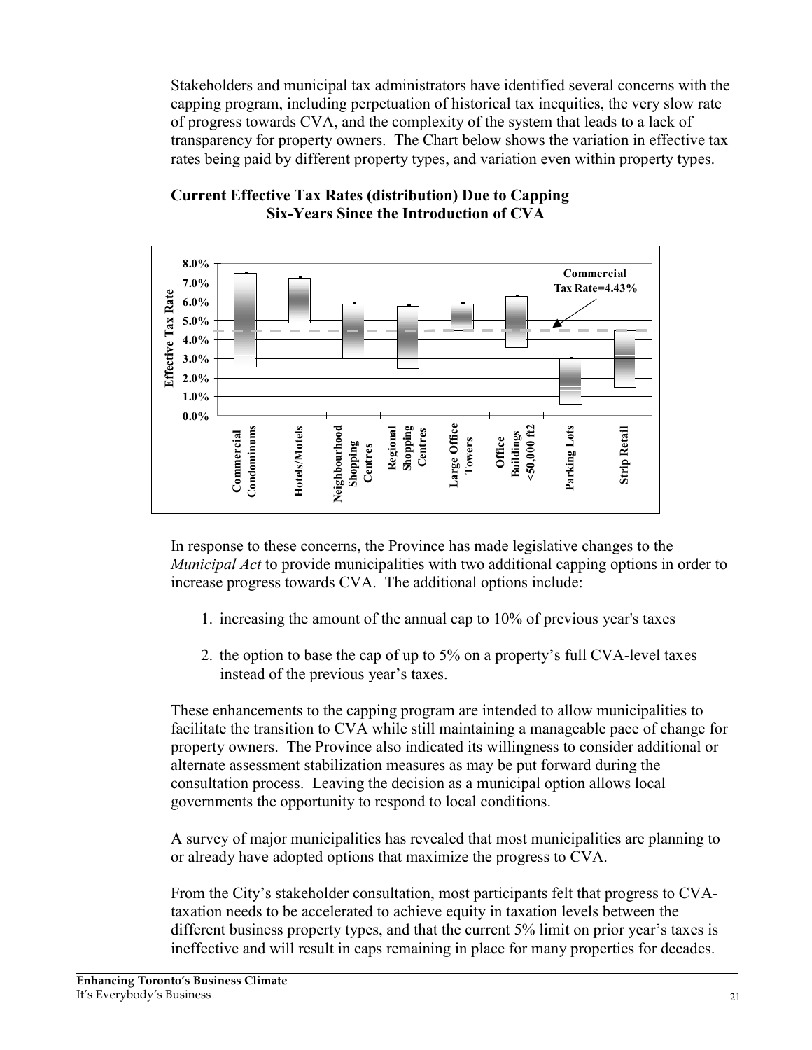Stakeholders and municipal tax administrators have identified several concerns with the capping program, including perpetuation of historical tax inequities, the very slow rate of progress towards CVA, and the complexity of the system that leads to a lack of transparency for property owners. The Chart below shows the variation in effective tax rates being paid by different property types, and variation even within property types.

**Current Effective Tax Rates (distribution) Due to Capping**
**Six-Years Since the Introduction of CVA**

In response to these concerns, the Province has made legislative changes to the *Municipal Act* to provide municipalities with two additional capping options in order to increase progress towards CVA. The additional options include:

1. increasing the amount of the annual cap to 10% of previous year's taxes
2. the option to base the cap of up to 5% on a property's full CVA-level taxes instead of the previous year's taxes.

These enhancements to the capping program are intended to allow municipalities to facilitate the transition to CVA while still maintaining a manageable pace of change for property owners. The Province also indicated its willingness to consider additional or alternate assessment stabilization measures as may be put forward during the consultation process. Leaving the decision as a municipal option allows local governments the opportunity to respond to local conditions.

A survey of major municipalities has revealed that most municipalities are planning to or already have adopted options that maximize the progress to CVA.

From the City's stakeholder consultation, most participants felt that progress to CVA-taxation needs to be accelerated to achieve equity in taxation levels between the different business property types, and that the current 5% limit on prior year's taxes is ineffective and will result in caps remaining in place for many properties for decades.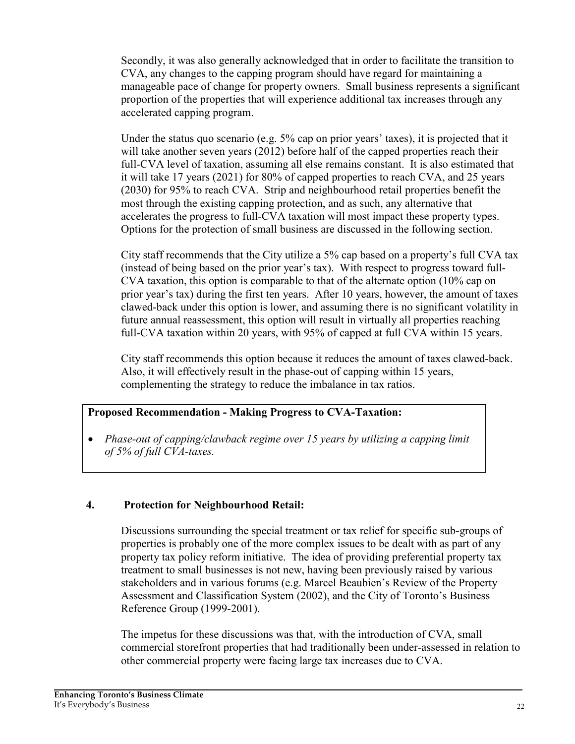Secondly, it was also generally acknowledged that in order to facilitate the transition to CVA, any changes to the capping program should have regard for maintaining a manageable pace of change for property owners. Small business represents a significant proportion of the properties that will experience additional tax increases through any accelerated capping program.

Under the status quo scenario (e.g. 5% cap on prior years' taxes), it is projected that it will take another seven years (2012) before half of the capped properties reach their full-CVA level of taxation, assuming all else remains constant. It is also estimated that it will take 17 years (2021) for 80% of capped properties to reach CVA, and 25 years (2030) for 95% to reach CVA. Strip and neighbourhood retail properties benefit the most through the existing capping protection, and as such, any alternative that accelerates the progress to full-CVA taxation will most impact these property types. Options for the protection of small business are discussed in the following section.

City staff recommends that the City utilize a 5% cap based on a property's full CVA tax (instead of being based on the prior year's tax). With respect to progress toward full-CVA taxation, this option is comparable to that of the alternate option (10% cap on prior year's tax) during the first ten years. After 10 years, however, the amount of taxes clawed-back under this option is lower, and assuming there is no significant volatility in future annual reassessment, this option will result in virtually all properties reaching full-CVA taxation within 20 years, with 95% of capped at full CVA within 15 years.

City staff recommends this option because it reduces the amount of taxes clawed-back. Also, it will effectively result in the phase-out of capping within 15 years, complementing the strategy to reduce the imbalance in tax ratios.

**Proposed Recommendation - Making Progress to CVA-Taxation:**

- *Phase-out of capping/clawback regime over 15 years by utilizing a capping limit of 5% of full CVA-taxes.*

## 4. Protection for Neighbourhood Retail:

Discussions surrounding the special treatment or tax relief for specific sub-groups of properties is probably one of the more complex issues to be dealt with as part of any property tax policy reform initiative. The idea of providing preferential property tax treatment to small businesses is not new, having been previously raised by various stakeholders and in various forums (e.g. Marcel Beaubien's Review of the Property Assessment and Classification System (2002), and the City of Toronto's Business Reference Group (1999-2001).

The impetus for these discussions was that, with the introduction of CVA, small commercial storefront properties that had traditionally been under-assessed in relation to other commercial property were facing large tax increases due to CVA.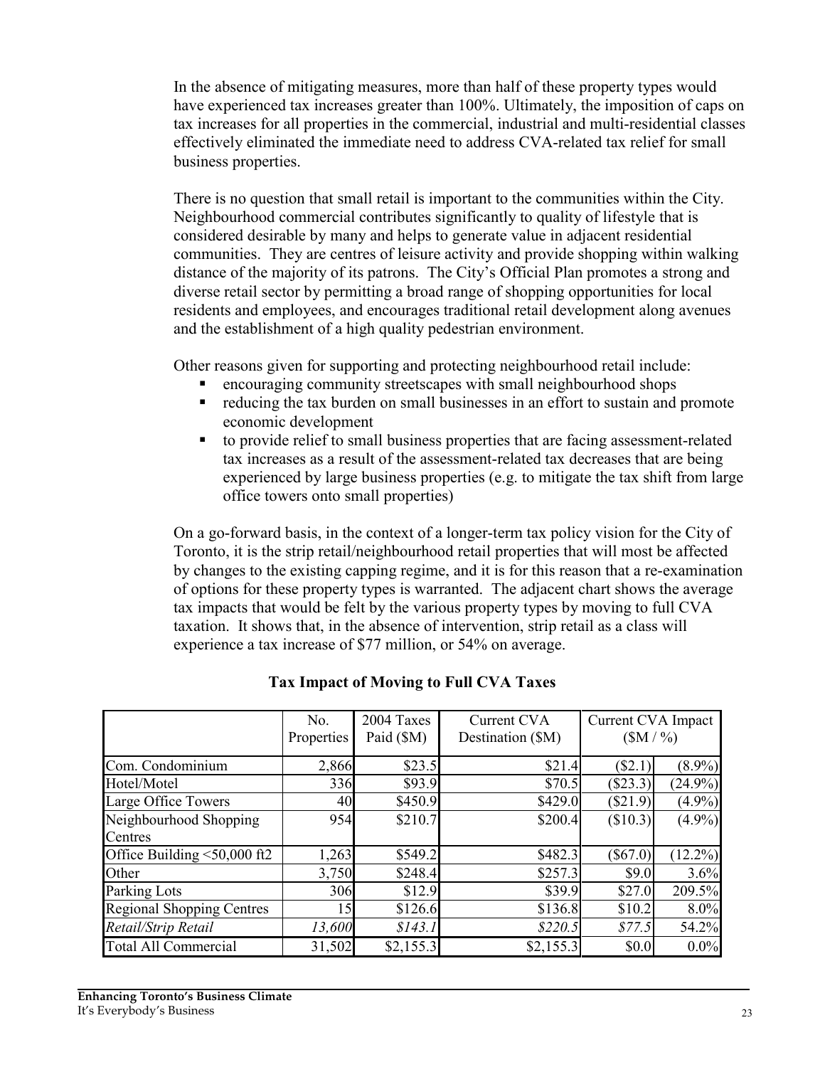In the absence of mitigating measures, more than half of these property types would have experienced tax increases greater than 100%. Ultimately, the imposition of caps on tax increases for all properties in the commercial, industrial and multi-residential classes effectively eliminated the immediate need to address CVA-related tax relief for small business properties.

There is no question that small retail is important to the communities within the City. Neighbourhood commercial contributes significantly to quality of lifestyle that is considered desirable by many and helps to generate value in adjacent residential communities. They are centres of leisure activity and provide shopping within walking distance of the majority of its patrons. The City's Official Plan promotes a strong and diverse retail sector by permitting a broad range of shopping opportunities for local residents and employees, and encourages traditional retail development along avenues and the establishment of a high quality pedestrian environment.

Other reasons given for supporting and protecting neighbourhood retail include:

- encouraging community streetscapes with small neighbourhood shops
- reducing the tax burden on small businesses in an effort to sustain and promote economic development
- to provide relief to small business properties that are facing assessment-related tax increases as a result of the assessment-related tax decreases that are being experienced by large business properties (e.g. to mitigate the tax shift from large office towers onto small properties)

On a go-forward basis, in the context of a longer-term tax policy vision for the City of Toronto, it is the strip retail/neighbourhood retail properties that will most be affected by changes to the existing capping regime, and it is for this reason that a re-examination of options for these property types is warranted. The adjacent chart shows the average tax impacts that would be felt by the various property types by moving to full CVA taxation. It shows that, in the absence of intervention, strip retail as a class will experience a tax increase of $77 million, or 54% on average.

**Tax Impact of Moving to Full CVA Taxes**

| | No. Properties | 2004 Taxes Paid ($M) | Current CVA Destination ($M) | Current CVA Impact ($M / %) | |
|---|---|---|---|---|---|
| Com. Condominium | 2,866 | $23.5 | $21.4 | ($2.1) | (8.9%) |
| Hotel/Motel | 336 | $93.9 | $70.5 | ($23.3) | (24.9%) |
| Large Office Towers | 40 | $450.9 | $429.0 | ($21.9) | (4.9%) |
| Neighbourhood Shopping Centres | 954 | $210.7 | $200.4 | ($10.3) | (4.9%) |
| Office Building <50,000 ft2 | 1,263 | $549.2 | $482.3 | ($67.0) | (12.2%) |
| Other | 3,750 | $248.4 | $257.3 | $9.0 | 3.6% |
| Parking Lots | 306 | $12.9 | $39.9 | $27.0 | 209.5% |
| Regional Shopping Centres | 15 | $126.6 | $136.8 | $10.2 | 8.0% |
| *Retail/Strip Retail* | *13,600* | *$143.1* | *$220.5* | *$77.5* | 54.2% |
| Total All Commercial | 31,502 | $2,155.3 | $2,155.3 | $0.0 | 0.0% |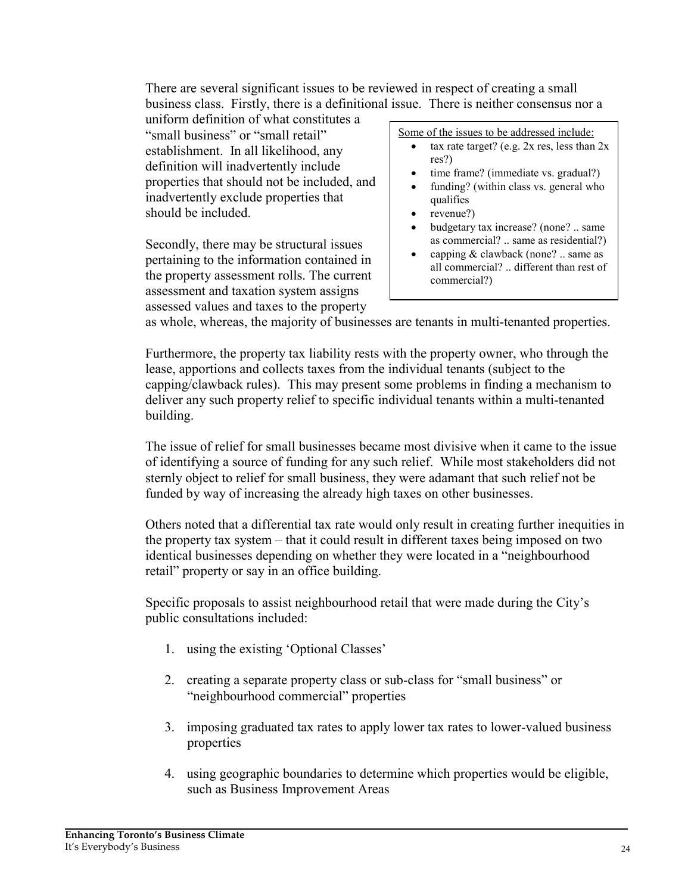There are several significant issues to be reviewed in respect of creating a small business class. Firstly, there is a definitional issue. There is neither consensus nor a uniform definition of what constitutes a "small business" or "small retail" establishment. In all likelihood, any definition will inadvertently include properties that should not be included, and inadvertently exclude properties that should be included.

Secondly, there may be structural issues pertaining to the information contained in the property assessment rolls. The current assessment and taxation system assigns assessed values and taxes to the property as whole, whereas, the majority of businesses are tenants in multi-tenanted properties.

> Some of the issues to be addressed include:
> - tax rate target? (e.g. 2x res, less than 2x res?)
> - time frame? (immediate vs. gradual?)
> - funding? (within class vs. general who qualifies
> - revenue?)
> - budgetary tax increase? (none? .. same as commercial? .. same as residential?)
> - capping & clawback (none? .. same as all commercial? .. different than rest of commercial?)

Furthermore, the property tax liability rests with the property owner, who through the lease, apportions and collects taxes from the individual tenants (subject to the capping/clawback rules). This may present some problems in finding a mechanism to deliver any such property relief to specific individual tenants within a multi-tenanted building.

The issue of relief for small businesses became most divisive when it came to the issue of identifying a source of funding for any such relief. While most stakeholders did not sternly object to relief for small business, they were adamant that such relief not be funded by way of increasing the already high taxes on other businesses.

Others noted that a differential tax rate would only result in creating further inequities in the property tax system – that it could result in different taxes being imposed on two identical businesses depending on whether they were located in a "neighbourhood retail" property or say in an office building.

Specific proposals to assist neighbourhood retail that were made during the City's public consultations included:

1. using the existing 'Optional Classes'
2. creating a separate property class or sub-class for "small business" or "neighbourhood commercial" properties
3. imposing graduated tax rates to apply lower tax rates to lower-valued business properties
4. using geographic boundaries to determine which properties would be eligible, such as Business Improvement Areas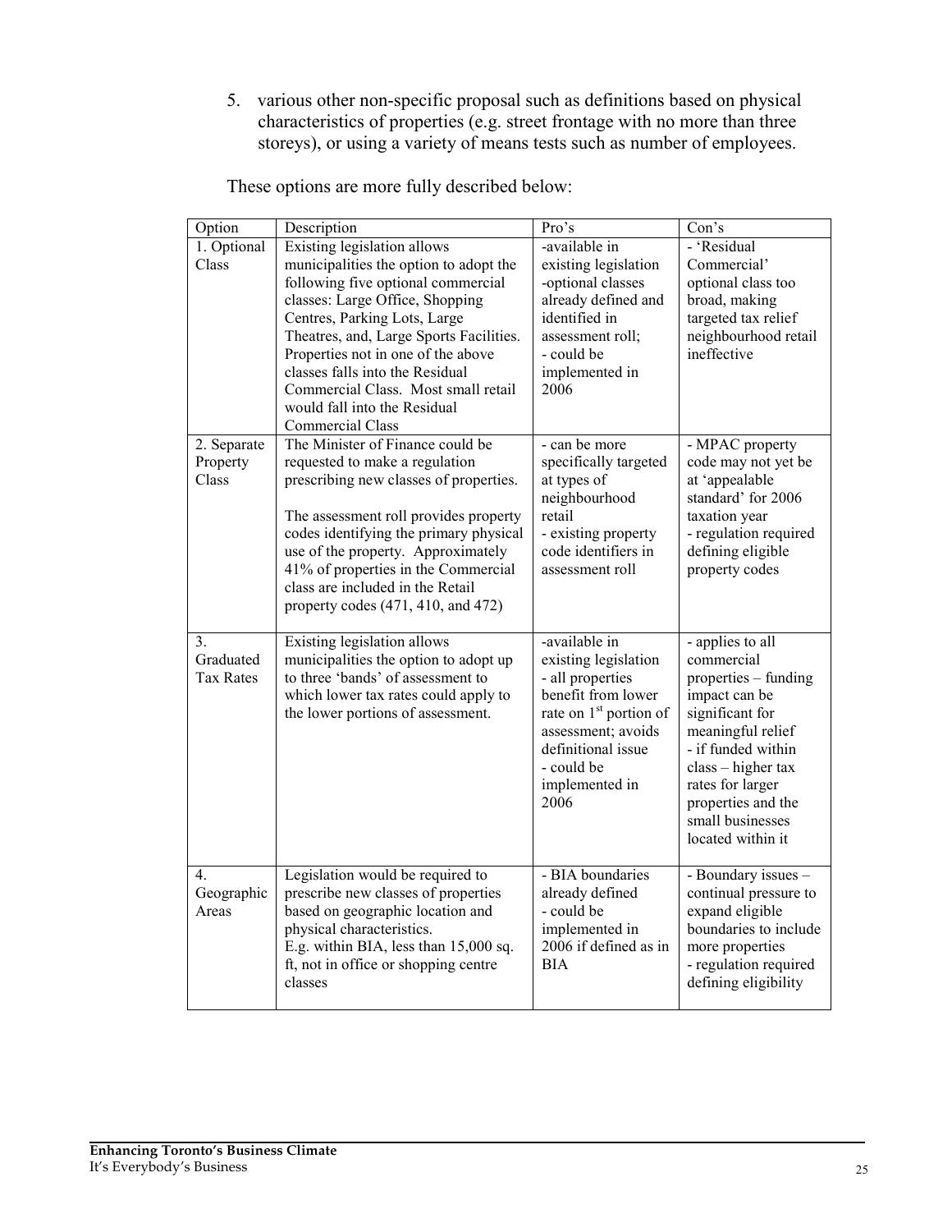5. various other non-specific proposal such as definitions based on physical characteristics of properties (e.g. street frontage with no more than three storeys), or using a variety of means tests such as number of employees.

These options are more fully described below:

| Option | Description | Pro's | Con's |
|---|---|---|---|
| 1. Optional Class | Existing legislation allows municipalities the option to adopt the following five optional commercial classes: Large Office, Shopping Centres, Parking Lots, Large Theatres, and, Large Sports Facilities. Properties not in one of the above classes falls into the Residual Commercial Class. Most small retail would fall into the Residual Commercial Class | -available in existing legislation<br>-optional classes already defined and identified in assessment roll;<br>- could be implemented in 2006 | - 'Residual Commercial' optional class too broad, making targeted tax relief neighbourhood retail ineffective |
| 2. Separate Property Class | The Minister of Finance could be requested to make a regulation prescribing new classes of properties.<br><br>The assessment roll provides property codes identifying the primary physical use of the property. Approximately 41% of properties in the Commercial class are included in the Retail property codes (471, 410, and 472) | - can be more specifically targeted at types of neighbourhood retail<br>- existing property code identifiers in assessment roll | - MPAC property code may not yet be at 'appealable standard' for 2006 taxation year<br>- regulation required defining eligible property codes |
| 3. Graduated Tax Rates | Existing legislation allows municipalities the option to adopt up to three 'bands' of assessment to which lower tax rates could apply to the lower portions of assessment. | -available in existing legislation<br>- all properties benefit from lower rate on 1st portion of assessment; avoids definitional issue<br>- could be implemented in 2006 | - applies to all commercial properties – funding impact can be significant for meaningful relief<br>- if funded within class – higher tax rates for larger properties and the small businesses located within it |
| 4. Geographic Areas | Legislation would be required to prescribe new classes of properties based on geographic location and physical characteristics.<br>E.g. within BIA, less than 15,000 sq. ft, not in office or shopping centre classes | - BIA boundaries already defined<br>- could be implemented in 2006 if defined as in BIA | - Boundary issues – continual pressure to expand eligible boundaries to include more properties<br>- regulation required defining eligibility |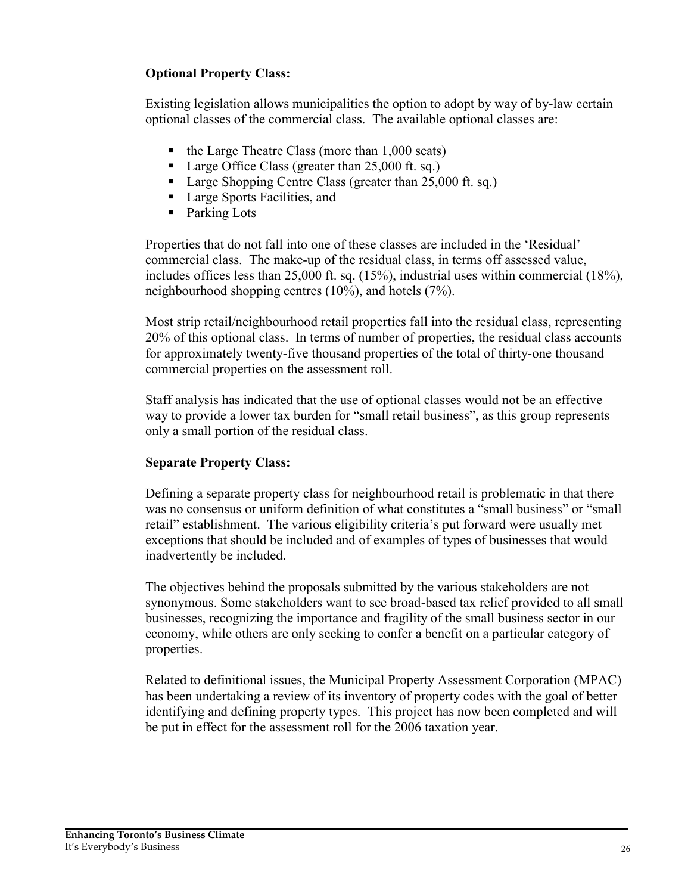**Optional Property Class:**

Existing legislation allows municipalities the option to adopt by way of by-law certain optional classes of the commercial class. The available optional classes are:

- the Large Theatre Class (more than 1,000 seats)
- Large Office Class (greater than 25,000 ft. sq.)
- Large Shopping Centre Class (greater than 25,000 ft. sq.)
- Large Sports Facilities, and
- Parking Lots

Properties that do not fall into one of these classes are included in the 'Residual' commercial class. The make-up of the residual class, in terms off assessed value, includes offices less than 25,000 ft. sq. (15%), industrial uses within commercial (18%), neighbourhood shopping centres (10%), and hotels (7%).

Most strip retail/neighbourhood retail properties fall into the residual class, representing 20% of this optional class. In terms of number of properties, the residual class accounts for approximately twenty-five thousand properties of the total of thirty-one thousand commercial properties on the assessment roll.

Staff analysis has indicated that the use of optional classes would not be an effective way to provide a lower tax burden for "small retail business", as this group represents only a small portion of the residual class.

**Separate Property Class:**

Defining a separate property class for neighbourhood retail is problematic in that there was no consensus or uniform definition of what constitutes a "small business" or "small retail" establishment. The various eligibility criteria's put forward were usually met exceptions that should be included and of examples of types of businesses that would inadvertently be included.

The objectives behind the proposals submitted by the various stakeholders are not synonymous. Some stakeholders want to see broad-based tax relief provided to all small businesses, recognizing the importance and fragility of the small business sector in our economy, while others are only seeking to confer a benefit on a particular category of properties.

Related to definitional issues, the Municipal Property Assessment Corporation (MPAC) has been undertaking a review of its inventory of property codes with the goal of better identifying and defining property types. This project has now been completed and will be put in effect for the assessment roll for the 2006 taxation year.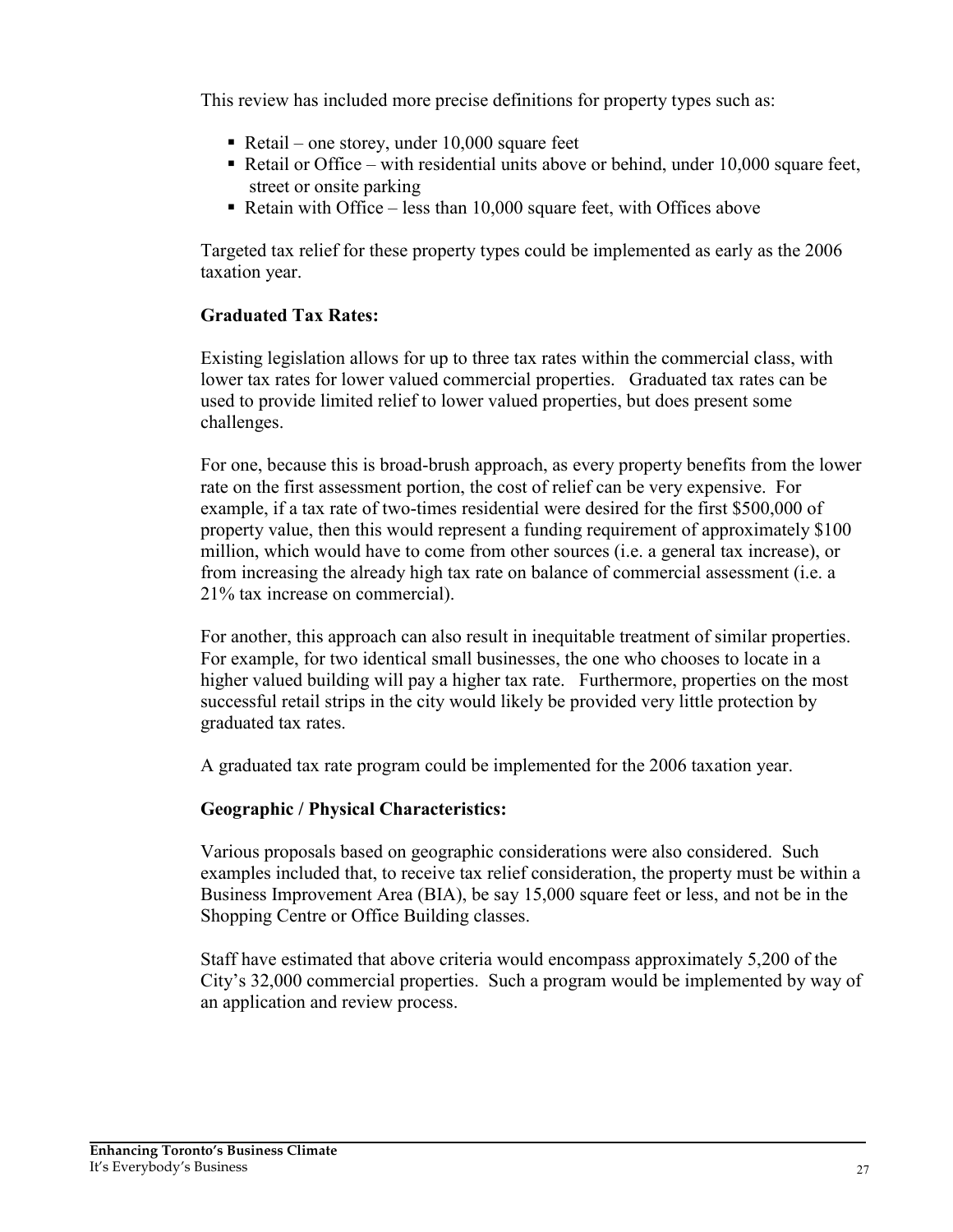This review has included more precise definitions for property types such as:

- Retail – one storey, under 10,000 square feet
- Retail or Office – with residential units above or behind, under 10,000 square feet, street or onsite parking
- Retain with Office – less than 10,000 square feet, with Offices above

Targeted tax relief for these property types could be implemented as early as the 2006 taxation year.

**Graduated Tax Rates:**

Existing legislation allows for up to three tax rates within the commercial class, with lower tax rates for lower valued commercial properties. Graduated tax rates can be used to provide limited relief to lower valued properties, but does present some challenges.

For one, because this is broad-brush approach, as every property benefits from the lower rate on the first assessment portion, the cost of relief can be very expensive. For example, if a tax rate of two-times residential were desired for the first $500,000 of property value, then this would represent a funding requirement of approximately $100 million, which would have to come from other sources (i.e. a general tax increase), or from increasing the already high tax rate on balance of commercial assessment (i.e. a 21% tax increase on commercial).

For another, this approach can also result in inequitable treatment of similar properties. For example, for two identical small businesses, the one who chooses to locate in a higher valued building will pay a higher tax rate. Furthermore, properties on the most successful retail strips in the city would likely be provided very little protection by graduated tax rates.

A graduated tax rate program could be implemented for the 2006 taxation year.

**Geographic / Physical Characteristics:**

Various proposals based on geographic considerations were also considered. Such examples included that, to receive tax relief consideration, the property must be within a Business Improvement Area (BIA), be say 15,000 square feet or less, and not be in the Shopping Centre or Office Building classes.

Staff have estimated that above criteria would encompass approximately 5,200 of the City's 32,000 commercial properties. Such a program would be implemented by way of an application and review process.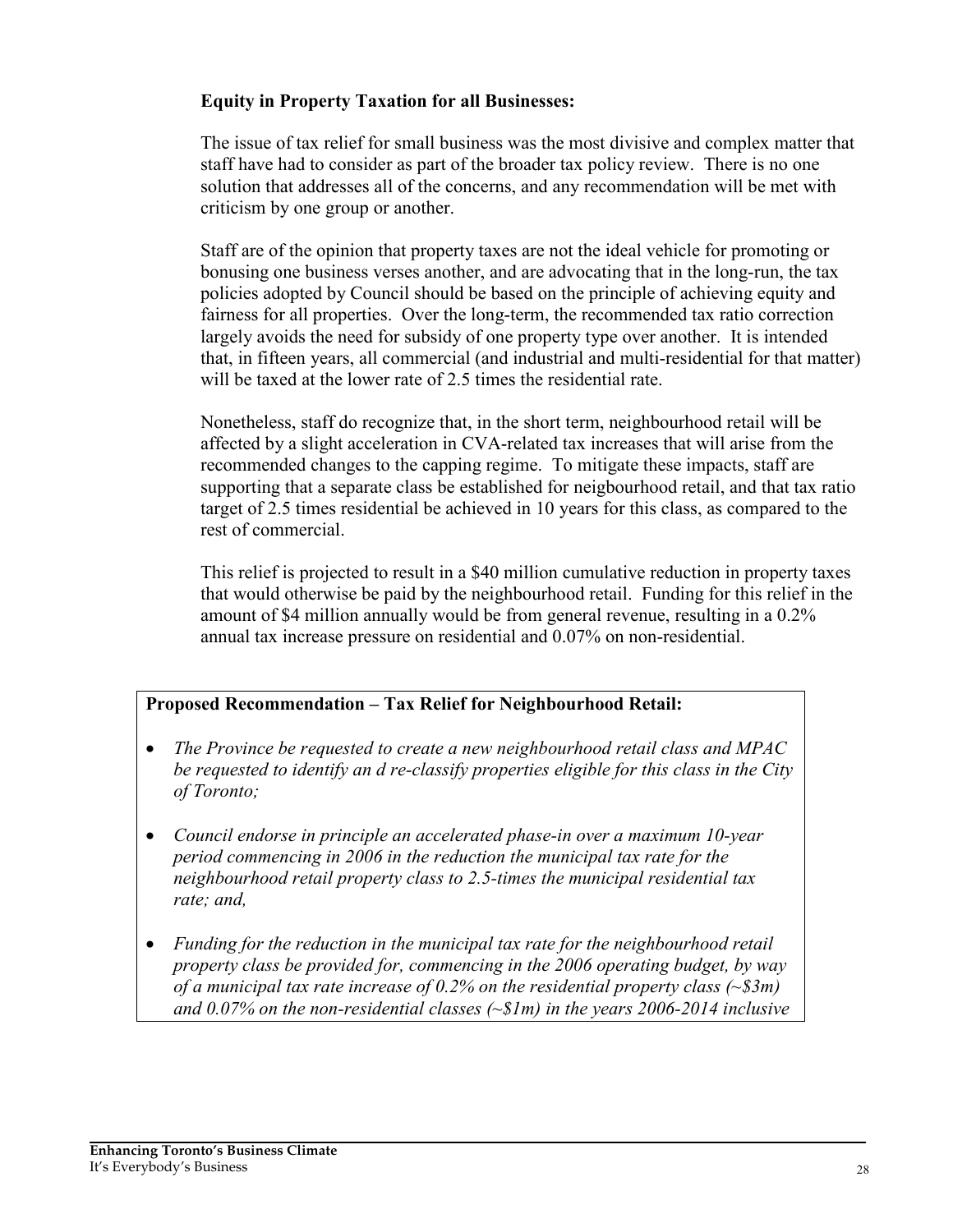**Equity in Property Taxation for all Businesses:**

The issue of tax relief for small business was the most divisive and complex matter that staff have had to consider as part of the broader tax policy review. There is no one solution that addresses all of the concerns, and any recommendation will be met with criticism by one group or another.

Staff are of the opinion that property taxes are not the ideal vehicle for promoting or bonusing one business verses another, and are advocating that in the long-run, the tax policies adopted by Council should be based on the principle of achieving equity and fairness for all properties. Over the long-term, the recommended tax ratio correction largely avoids the need for subsidy of one property type over another. It is intended that, in fifteen years, all commercial (and industrial and multi-residential for that matter) will be taxed at the lower rate of 2.5 times the residential rate.

Nonetheless, staff do recognize that, in the short term, neighbourhood retail will be affected by a slight acceleration in CVA-related tax increases that will arise from the recommended changes to the capping regime. To mitigate these impacts, staff are supporting that a separate class be established for neigbourhood retail, and that tax ratio target of 2.5 times residential be achieved in 10 years for this class, as compared to the rest of commercial.

This relief is projected to result in a $40 million cumulative reduction in property taxes that would otherwise be paid by the neighbourhood retail. Funding for this relief in the amount of $4 million annually would be from general revenue, resulting in a 0.2% annual tax increase pressure on residential and 0.07% on non-residential.

**Proposed Recommendation – Tax Relief for Neighbourhood Retail:**

- *The Province be requested to create a new neighbourhood retail class and MPAC be requested to identify an d re-classify properties eligible for this class in the City of Toronto;*
- *Council endorse in principle an accelerated phase-in over a maximum 10-year period commencing in 2006 in the reduction the municipal tax rate for the neighbourhood retail property class to 2.5-times the municipal residential tax rate; and,*
- *Funding for the reduction in the municipal tax rate for the neighbourhood retail property class be provided for, commencing in the 2006 operating budget, by way of a municipal tax rate increase of 0.2% on the residential property class (~$3m) and 0.07% on the non-residential classes (~$1m) in the years 2006-2014 inclusive*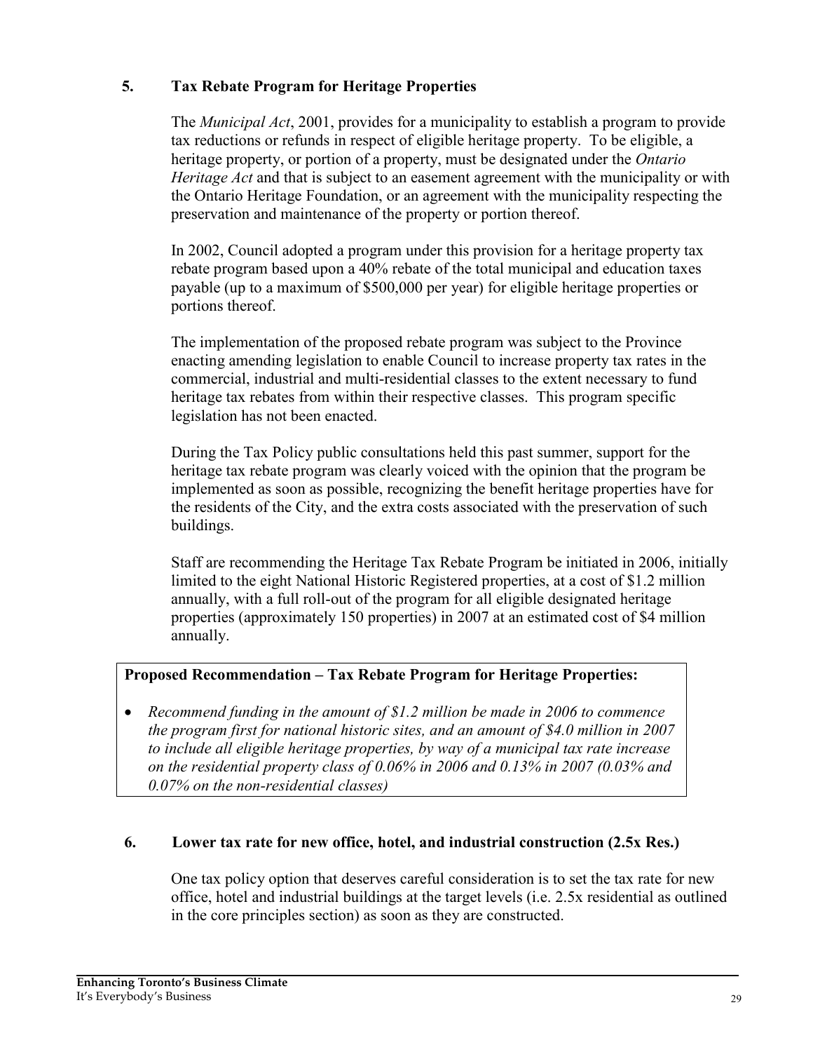## 5. Tax Rebate Program for Heritage Properties

The *Municipal Act*, 2001, provides for a municipality to establish a program to provide tax reductions or refunds in respect of eligible heritage property. To be eligible, a heritage property, or portion of a property, must be designated under the *Ontario Heritage Act* and that is subject to an easement agreement with the municipality or with the Ontario Heritage Foundation, or an agreement with the municipality respecting the preservation and maintenance of the property or portion thereof.

In 2002, Council adopted a program under this provision for a heritage property tax rebate program based upon a 40% rebate of the total municipal and education taxes payable (up to a maximum of $500,000 per year) for eligible heritage properties or portions thereof.

The implementation of the proposed rebate program was subject to the Province enacting amending legislation to enable Council to increase property tax rates in the commercial, industrial and multi-residential classes to the extent necessary to fund heritage tax rebates from within their respective classes. This program specific legislation has not been enacted.

During the Tax Policy public consultations held this past summer, support for the heritage tax rebate program was clearly voiced with the opinion that the program be implemented as soon as possible, recognizing the benefit heritage properties have for the residents of the City, and the extra costs associated with the preservation of such buildings.

Staff are recommending the Heritage Tax Rebate Program be initiated in 2006, initially limited to the eight National Historic Registered properties, at a cost of $1.2 million annually, with a full roll-out of the program for all eligible designated heritage properties (approximately 150 properties) in 2007 at an estimated cost of $4 million annually.

**Proposed Recommendation – Tax Rebate Program for Heritage Properties:**

- *Recommend funding in the amount of $1.2 million be made in 2006 to commence the program first for national historic sites, and an amount of $4.0 million in 2007 to include all eligible heritage properties, by way of a municipal tax rate increase on the residential property class of 0.06% in 2006 and 0.13% in 2007 (0.03% and 0.07% on the non-residential classes)*

## 6. Lower tax rate for new office, hotel, and industrial construction (2.5x Res.)

One tax policy option that deserves careful consideration is to set the tax rate for new office, hotel and industrial buildings at the target levels (i.e. 2.5x residential as outlined in the core principles section) as soon as they are constructed.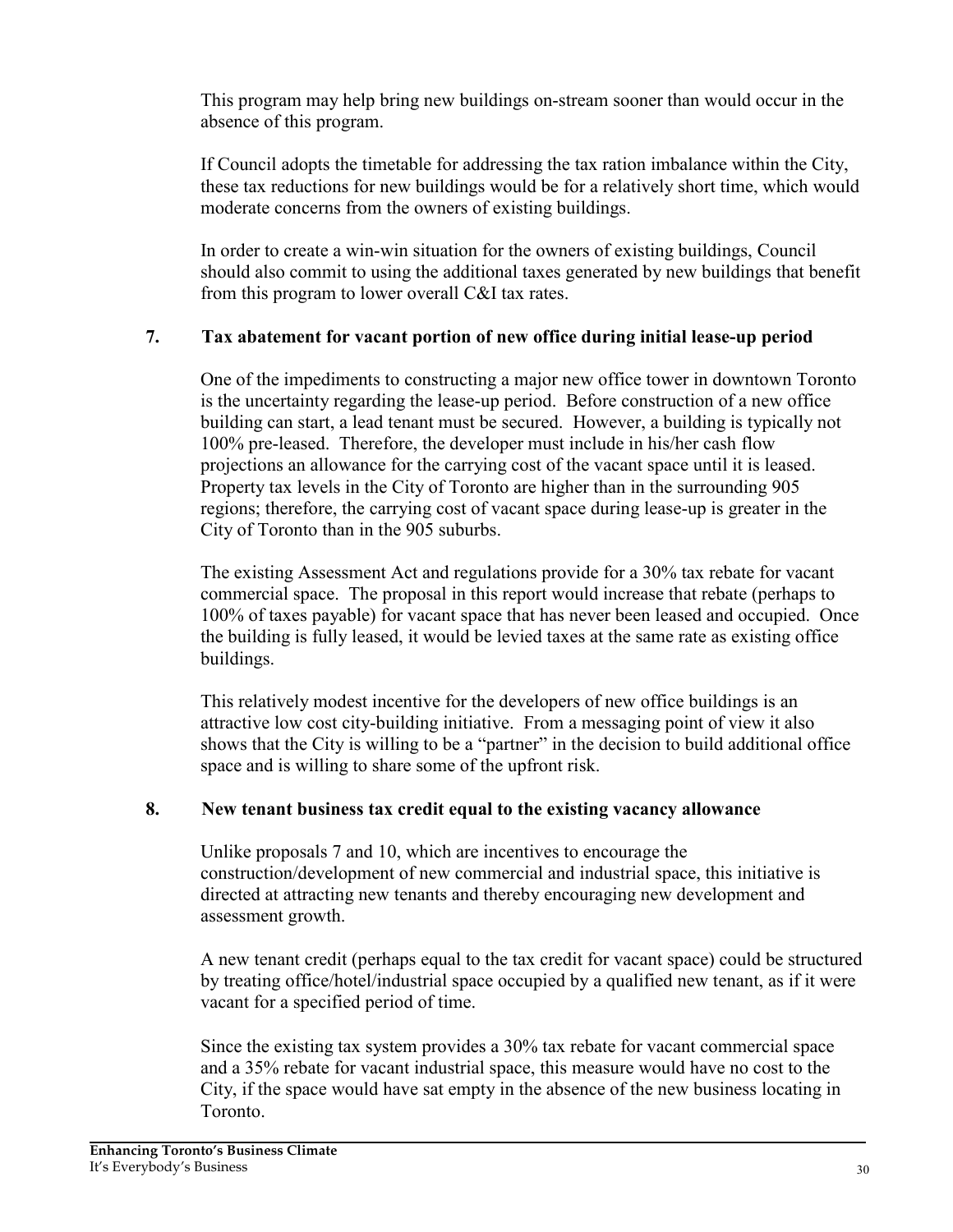This program may help bring new buildings on-stream sooner than would occur in the absence of this program.

If Council adopts the timetable for addressing the tax ration imbalance within the City, these tax reductions for new buildings would be for a relatively short time, which would moderate concerns from the owners of existing buildings.

In order to create a win-win situation for the owners of existing buildings, Council should also commit to using the additional taxes generated by new buildings that benefit from this program to lower overall C&I tax rates.

### 7. Tax abatement for vacant portion of new office during initial lease-up period

One of the impediments to constructing a major new office tower in downtown Toronto is the uncertainty regarding the lease-up period. Before construction of a new office building can start, a lead tenant must be secured. However, a building is typically not 100% pre-leased. Therefore, the developer must include in his/her cash flow projections an allowance for the carrying cost of the vacant space until it is leased. Property tax levels in the City of Toronto are higher than in the surrounding 905 regions; therefore, the carrying cost of vacant space during lease-up is greater in the City of Toronto than in the 905 suburbs.

The existing Assessment Act and regulations provide for a 30% tax rebate for vacant commercial space. The proposal in this report would increase that rebate (perhaps to 100% of taxes payable) for vacant space that has never been leased and occupied. Once the building is fully leased, it would be levied taxes at the same rate as existing office buildings.

This relatively modest incentive for the developers of new office buildings is an attractive low cost city-building initiative. From a messaging point of view it also shows that the City is willing to be a "partner" in the decision to build additional office space and is willing to share some of the upfront risk.

### 8. New tenant business tax credit equal to the existing vacancy allowance

Unlike proposals 7 and 10, which are incentives to encourage the construction/development of new commercial and industrial space, this initiative is directed at attracting new tenants and thereby encouraging new development and assessment growth.

A new tenant credit (perhaps equal to the tax credit for vacant space) could be structured by treating office/hotel/industrial space occupied by a qualified new tenant, as if it were vacant for a specified period of time.

Since the existing tax system provides a 30% tax rebate for vacant commercial space and a 35% rebate for vacant industrial space, this measure would have no cost to the City, if the space would have sat empty in the absence of the new business locating in Toronto.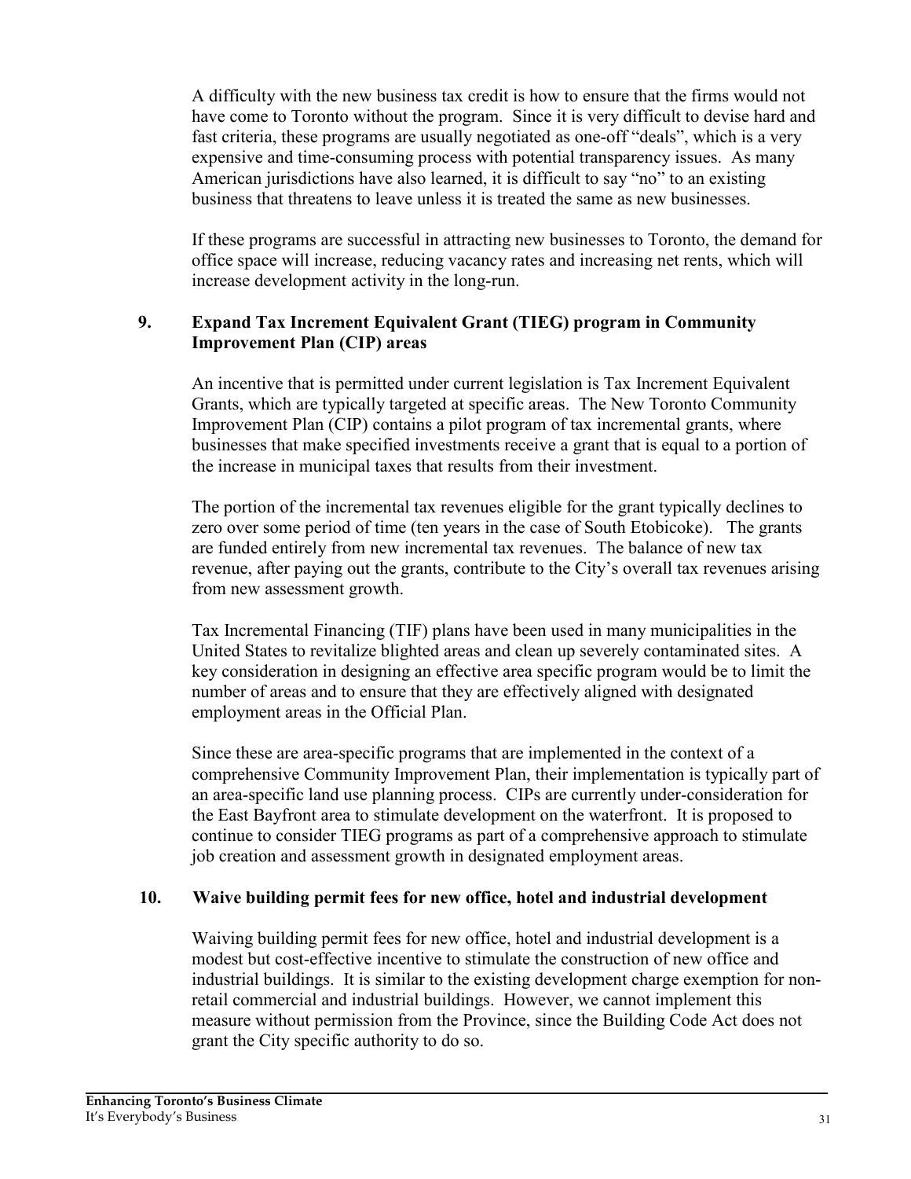A difficulty with the new business tax credit is how to ensure that the firms would not have come to Toronto without the program. Since it is very difficult to devise hard and fast criteria, these programs are usually negotiated as one-off "deals", which is a very expensive and time-consuming process with potential transparency issues. As many American jurisdictions have also learned, it is difficult to say "no" to an existing business that threatens to leave unless it is treated the same as new businesses.

If these programs are successful in attracting new businesses to Toronto, the demand for office space will increase, reducing vacancy rates and increasing net rents, which will increase development activity in the long-run.

### 9. Expand Tax Increment Equivalent Grant (TIEG) program in Community Improvement Plan (CIP) areas

An incentive that is permitted under current legislation is Tax Increment Equivalent Grants, which are typically targeted at specific areas. The New Toronto Community Improvement Plan (CIP) contains a pilot program of tax incremental grants, where businesses that make specified investments receive a grant that is equal to a portion of the increase in municipal taxes that results from their investment.

The portion of the incremental tax revenues eligible for the grant typically declines to zero over some period of time (ten years in the case of South Etobicoke). The grants are funded entirely from new incremental tax revenues. The balance of new tax revenue, after paying out the grants, contribute to the City's overall tax revenues arising from new assessment growth.

Tax Incremental Financing (TIF) plans have been used in many municipalities in the United States to revitalize blighted areas and clean up severely contaminated sites. A key consideration in designing an effective area specific program would be to limit the number of areas and to ensure that they are effectively aligned with designated employment areas in the Official Plan.

Since these are area-specific programs that are implemented in the context of a comprehensive Community Improvement Plan, their implementation is typically part of an area-specific land use planning process. CIPs are currently under-consideration for the East Bayfront area to stimulate development on the waterfront. It is proposed to continue to consider TIEG programs as part of a comprehensive approach to stimulate job creation and assessment growth in designated employment areas.

### 10. Waive building permit fees for new office, hotel and industrial development

Waiving building permit fees for new office, hotel and industrial development is a modest but cost-effective incentive to stimulate the construction of new office and industrial buildings. It is similar to the existing development charge exemption for non-retail commercial and industrial buildings. However, we cannot implement this measure without permission from the Province, since the Building Code Act does not grant the City specific authority to do so.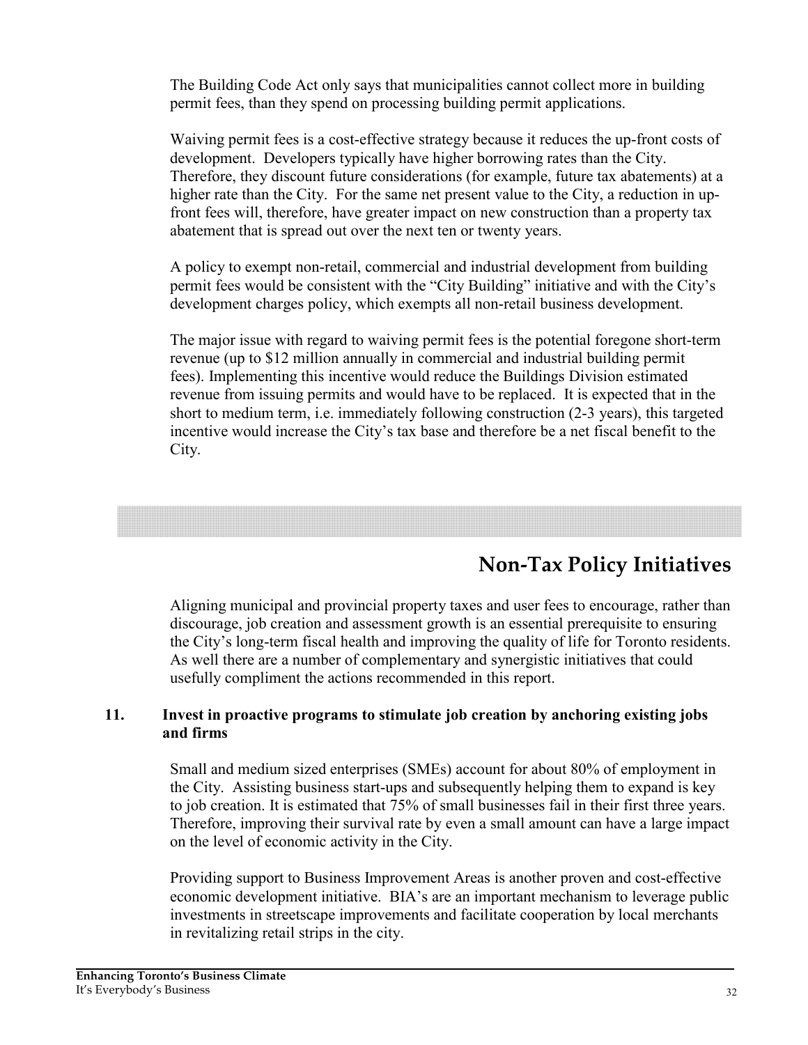The Building Code Act only says that municipalities cannot collect more in building permit fees, than they spend on processing building permit applications.

Waiving permit fees is a cost-effective strategy because it reduces the up-front costs of development. Developers typically have higher borrowing rates than the City. Therefore, they discount future considerations (for example, future tax abatements) at a higher rate than the City. For the same net present value to the City, a reduction in up-front fees will, therefore, have greater impact on new construction than a property tax abatement that is spread out over the next ten or twenty years.

A policy to exempt non-retail, commercial and industrial development from building permit fees would be consistent with the "City Building" initiative and with the City's development charges policy, which exempts all non-retail business development.

The major issue with regard to waiving permit fees is the potential foregone short-term revenue (up to $12 million annually in commercial and industrial building permit fees). Implementing this incentive would reduce the Buildings Division estimated revenue from issuing permits and would have to be replaced. It is expected that in the short to medium term, i.e. immediately following construction (2-3 years), this targeted incentive would increase the City's tax base and therefore be a net fiscal benefit to the City.

## Non-Tax Policy Initiatives

Aligning municipal and provincial property taxes and user fees to encourage, rather than discourage, job creation and assessment growth is an essential prerequisite to ensuring the City's long-term fiscal health and improving the quality of life for Toronto residents. As well there are a number of complementary and synergistic initiatives that could usefully compliment the actions recommended in this report.

### 11. Invest in proactive programs to stimulate job creation by anchoring existing jobs and firms

Small and medium sized enterprises (SMEs) account for about 80% of employment in the City. Assisting business start-ups and subsequently helping them to expand is key to job creation. It is estimated that 75% of small businesses fail in their first three years. Therefore, improving their survival rate by even a small amount can have a large impact on the level of economic activity in the City.

Providing support to Business Improvement Areas is another proven and cost-effective economic development initiative. BIA's are an important mechanism to leverage public investments in streetscape improvements and facilitate cooperation by local merchants in revitalizing retail strips in the city.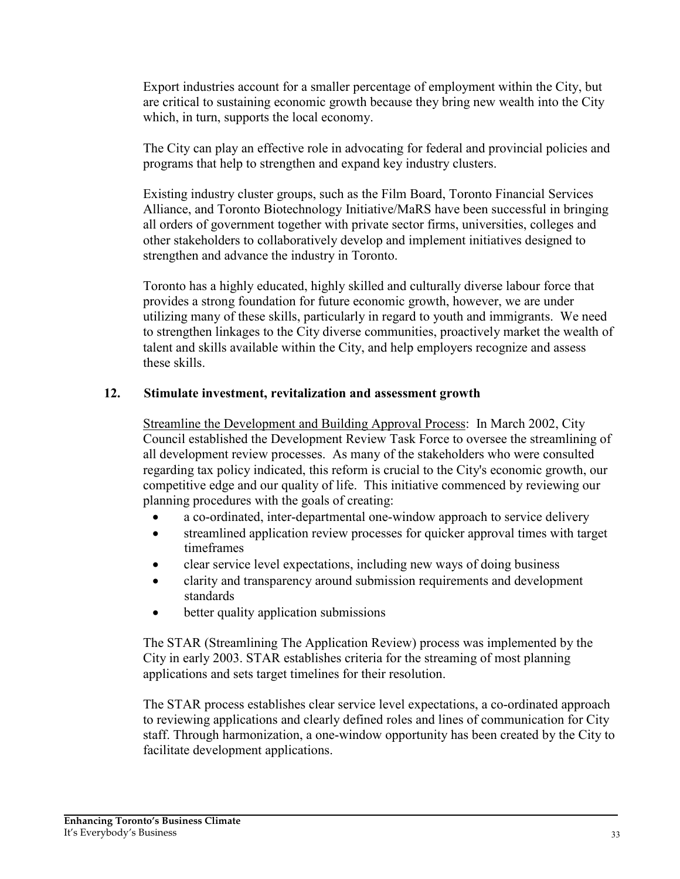Export industries account for a smaller percentage of employment within the City, but are critical to sustaining economic growth because they bring new wealth into the City which, in turn, supports the local economy.

The City can play an effective role in advocating for federal and provincial policies and programs that help to strengthen and expand key industry clusters.

Existing industry cluster groups, such as the Film Board, Toronto Financial Services Alliance, and Toronto Biotechnology Initiative/MaRS have been successful in bringing all orders of government together with private sector firms, universities, colleges and other stakeholders to collaboratively develop and implement initiatives designed to strengthen and advance the industry in Toronto.

Toronto has a highly educated, highly skilled and culturally diverse labour force that provides a strong foundation for future economic growth, however, we are under utilizing many of these skills, particularly in regard to youth and immigrants. We need to strengthen linkages to the City diverse communities, proactively market the wealth of talent and skills available within the City, and help employers recognize and assess these skills.

### 12. Stimulate investment, revitalization and assessment growth

Streamline the Development and Building Approval Process: In March 2002, City Council established the Development Review Task Force to oversee the streamlining of all development review processes. As many of the stakeholders who were consulted regarding tax policy indicated, this reform is crucial to the City's economic growth, our competitive edge and our quality of life. This initiative commenced by reviewing our planning procedures with the goals of creating:

- a co-ordinated, inter-departmental one-window approach to service delivery
- streamlined application review processes for quicker approval times with target timeframes
- clear service level expectations, including new ways of doing business
- clarity and transparency around submission requirements and development standards
- better quality application submissions

The STAR (Streamlining The Application Review) process was implemented by the City in early 2003. STAR establishes criteria for the streaming of most planning applications and sets target timelines for their resolution.

The STAR process establishes clear service level expectations, a co-ordinated approach to reviewing applications and clearly defined roles and lines of communication for City staff. Through harmonization, a one-window opportunity has been created by the City to facilitate development applications.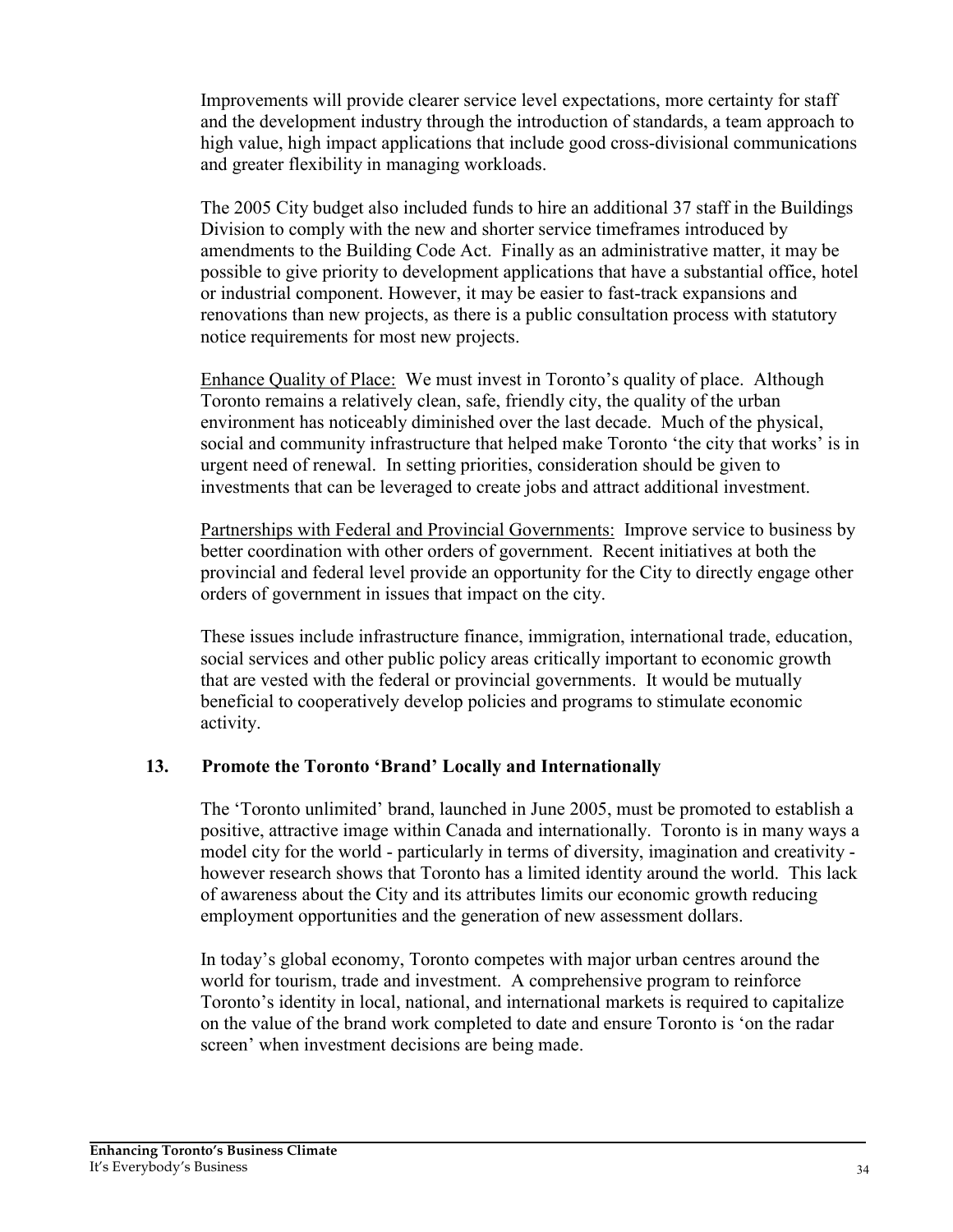Improvements will provide clearer service level expectations, more certainty for staff and the development industry through the introduction of standards, a team approach to high value, high impact applications that include good cross-divisional communications and greater flexibility in managing workloads.

The 2005 City budget also included funds to hire an additional 37 staff in the Buildings Division to comply with the new and shorter service timeframes introduced by amendments to the Building Code Act. Finally as an administrative matter, it may be possible to give priority to development applications that have a substantial office, hotel or industrial component. However, it may be easier to fast-track expansions and renovations than new projects, as there is a public consultation process with statutory notice requirements for most new projects.

<u>Enhance Quality of Place:</u> We must invest in Toronto's quality of place. Although Toronto remains a relatively clean, safe, friendly city, the quality of the urban environment has noticeably diminished over the last decade. Much of the physical, social and community infrastructure that helped make Toronto 'the city that works' is in urgent need of renewal. In setting priorities, consideration should be given to investments that can be leveraged to create jobs and attract additional investment.

<u>Partnerships with Federal and Provincial Governments:</u> Improve service to business by better coordination with other orders of government. Recent initiatives at both the provincial and federal level provide an opportunity for the City to directly engage other orders of government in issues that impact on the city.

These issues include infrastructure finance, immigration, international trade, education, social services and other public policy areas critically important to economic growth that are vested with the federal or provincial governments. It would be mutually beneficial to cooperatively develop policies and programs to stimulate economic activity.

### 13. Promote the Toronto 'Brand' Locally and Internationally

The 'Toronto unlimited' brand, launched in June 2005, must be promoted to establish a positive, attractive image within Canada and internationally. Toronto is in many ways a model city for the world - particularly in terms of diversity, imagination and creativity - however research shows that Toronto has a limited identity around the world. This lack of awareness about the City and its attributes limits our economic growth reducing employment opportunities and the generation of new assessment dollars.

In today's global economy, Toronto competes with major urban centres around the world for tourism, trade and investment. A comprehensive program to reinforce Toronto's identity in local, national, and international markets is required to capitalize on the value of the brand work completed to date and ensure Toronto is 'on the radar screen' when investment decisions are being made.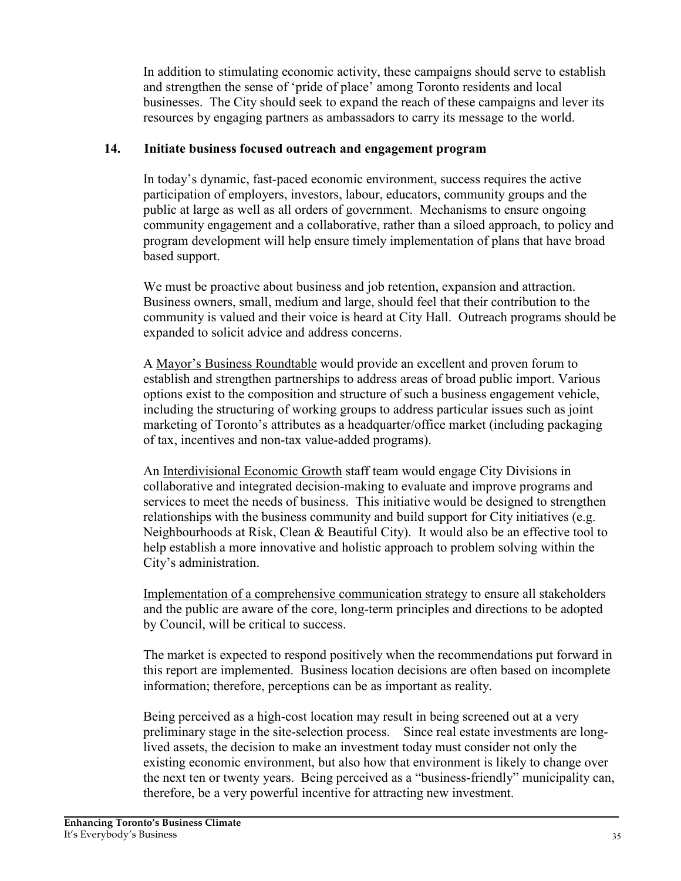In addition to stimulating economic activity, these campaigns should serve to establish and strengthen the sense of 'pride of place' among Toronto residents and local businesses. The City should seek to expand the reach of these campaigns and lever its resources by engaging partners as ambassadors to carry its message to the world.

### 14. Initiate business focused outreach and engagement program

In today's dynamic, fast-paced economic environment, success requires the active participation of employers, investors, labour, educators, community groups and the public at large as well as all orders of government. Mechanisms to ensure ongoing community engagement and a collaborative, rather than a siloed approach, to policy and program development will help ensure timely implementation of plans that have broad based support.

We must be proactive about business and job retention, expansion and attraction. Business owners, small, medium and large, should feel that their contribution to the community is valued and their voice is heard at City Hall. Outreach programs should be expanded to solicit advice and address concerns.

A <u>Mayor's Business Roundtable</u> would provide an excellent and proven forum to establish and strengthen partnerships to address areas of broad public import. Various options exist to the composition and structure of such a business engagement vehicle, including the structuring of working groups to address particular issues such as joint marketing of Toronto's attributes as a headquarter/office market (including packaging of tax, incentives and non-tax value-added programs).

An <u>Interdivisional Economic Growth</u> staff team would engage City Divisions in collaborative and integrated decision-making to evaluate and improve programs and services to meet the needs of business. This initiative would be designed to strengthen relationships with the business community and build support for City initiatives (e.g. Neighbourhoods at Risk, Clean & Beautiful City). It would also be an effective tool to help establish a more innovative and holistic approach to problem solving within the City's administration.

<u>Implementation of a comprehensive communication strategy</u> to ensure all stakeholders and the public are aware of the core, long-term principles and directions to be adopted by Council, will be critical to success.

The market is expected to respond positively when the recommendations put forward in this report are implemented. Business location decisions are often based on incomplete information; therefore, perceptions can be as important as reality.

Being perceived as a high-cost location may result in being screened out at a very preliminary stage in the site-selection process. Since real estate investments are long-lived assets, the decision to make an investment today must consider not only the existing economic environment, but also how that environment is likely to change over the next ten or twenty years. Being perceived as a "business-friendly" municipality can, therefore, be a very powerful incentive for attracting new investment.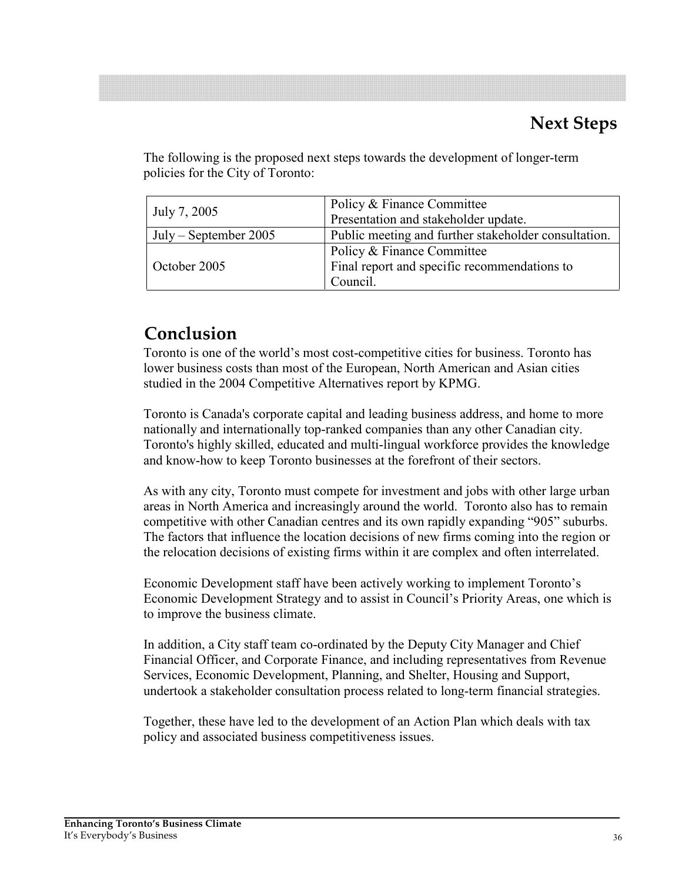## Next Steps

The following is the proposed next steps towards the development of longer-term policies for the City of Toronto:

| | |
|---|---|
| July 7, 2005 | Policy & Finance Committee<br>Presentation and stakeholder update. |
| July – September 2005 | Public meeting and further stakeholder consultation. |
| October 2005 | Policy & Finance Committee<br>Final report and specific recommendations to Council. |

## Conclusion

Toronto is one of the world's most cost-competitive cities for business. Toronto has lower business costs than most of the European, North American and Asian cities studied in the 2004 Competitive Alternatives report by KPMG.

Toronto is Canada's corporate capital and leading business address, and home to more nationally and internationally top-ranked companies than any other Canadian city. Toronto's highly skilled, educated and multi-lingual workforce provides the knowledge and know-how to keep Toronto businesses at the forefront of their sectors.

As with any city, Toronto must compete for investment and jobs with other large urban areas in North America and increasingly around the world. Toronto also has to remain competitive with other Canadian centres and its own rapidly expanding "905" suburbs. The factors that influence the location decisions of new firms coming into the region or the relocation decisions of existing firms within it are complex and often interrelated.

Economic Development staff have been actively working to implement Toronto's Economic Development Strategy and to assist in Council's Priority Areas, one which is to improve the business climate.

In addition, a City staff team co-ordinated by the Deputy City Manager and Chief Financial Officer, and Corporate Finance, and including representatives from Revenue Services, Economic Development, Planning, and Shelter, Housing and Support, undertook a stakeholder consultation process related to long-term financial strategies.

Together, these have led to the development of an Action Plan which deals with tax policy and associated business competitiveness issues.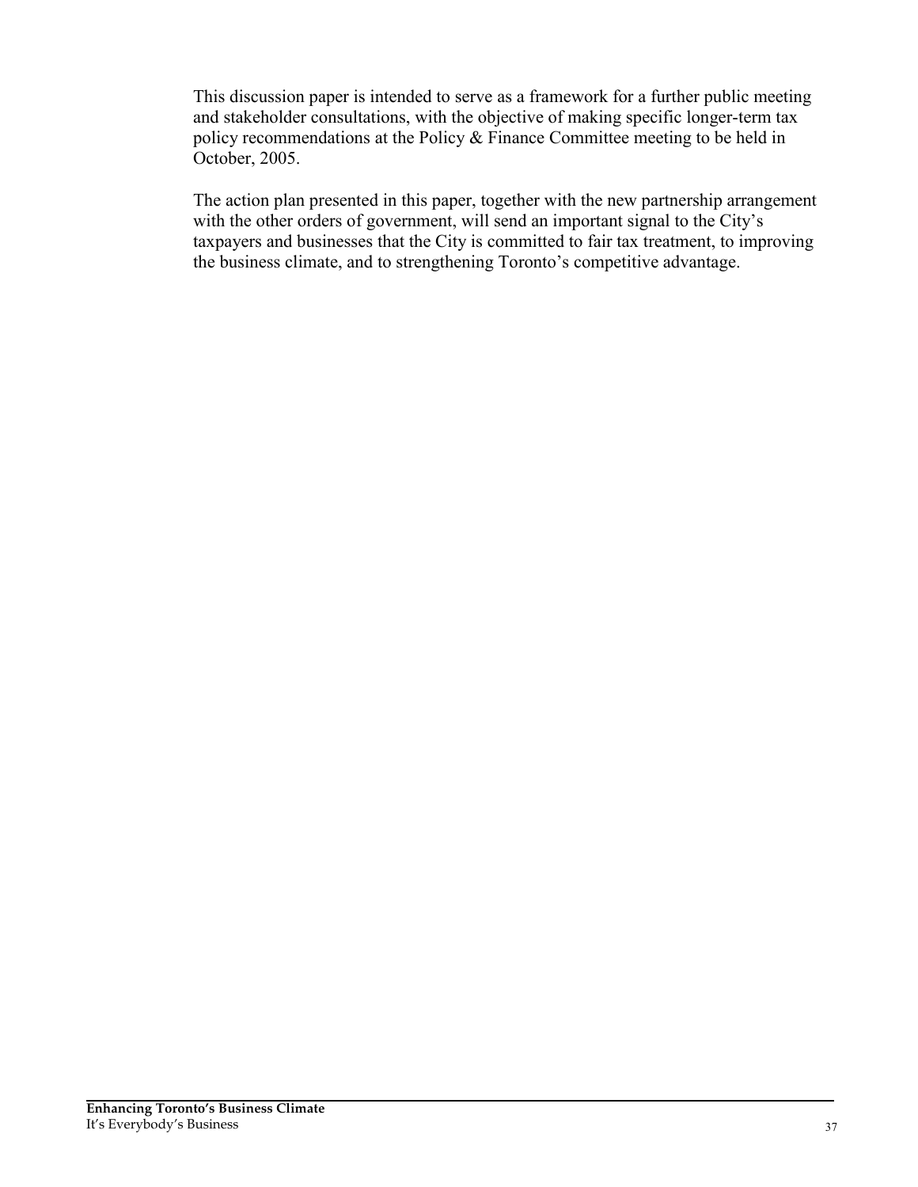This discussion paper is intended to serve as a framework for a further public meeting and stakeholder consultations, with the objective of making specific longer-term tax policy recommendations at the Policy & Finance Committee meeting to be held in October, 2005.

The action plan presented in this paper, together with the new partnership arrangement with the other orders of government, will send an important signal to the City's taxpayers and businesses that the City is committed to fair tax treatment, to improving the business climate, and to strengthening Toronto's competitive advantage.